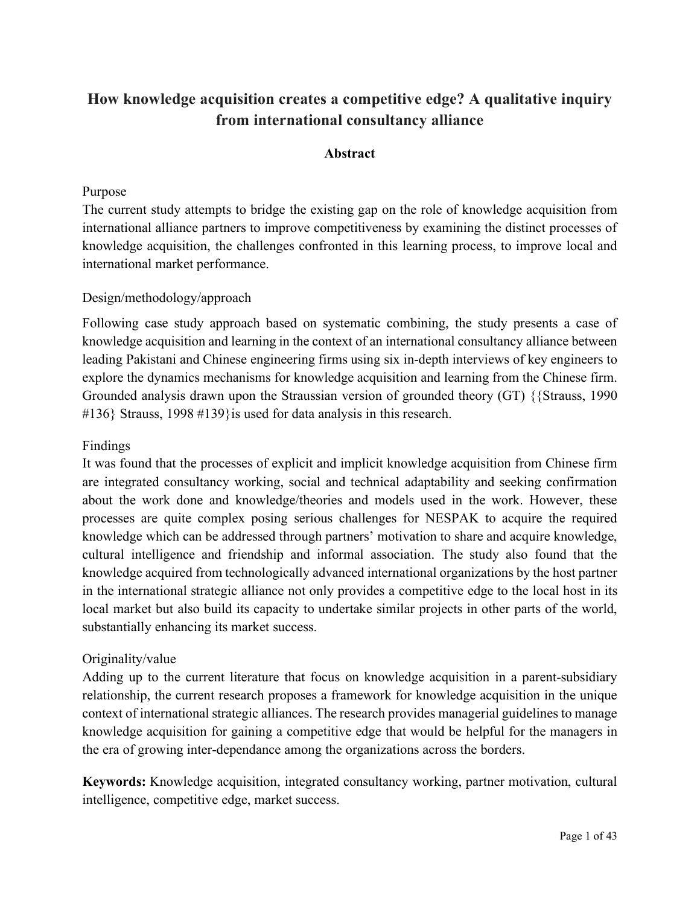# How knowledge acquisition creates a competitive edge? A qualitative inquiry from international consultancy alliance

## Abstract

Purpose

The current study attempts to bridge the existing gap on the role of knowledge acquisition from international alliance partners to improve competitiveness by examining the distinct processes of knowledge acquisition, the challenges confronted in this learning process, to improve local and international market performance.

Design/methodology/approach

Following case study approach based on systematic combining, the study presents a case of knowledge acquisition and learning in the context of an international consultancy alliance between leading Pakistani and Chinese engineering firms using six in-depth interviews of key engineers to explore the dynamics mechanisms for knowledge acquisition and learning from the Chinese firm. Grounded analysis drawn upon the Straussian version of grounded theory (GT) {{Strauss, 1990 #136} Strauss, 1998 #139}is used for data analysis in this research.

Findings

It was found that the processes of explicit and implicit knowledge acquisition from Chinese firm are integrated consultancy working, social and technical adaptability and seeking confirmation about the work done and knowledge/theories and models used in the work. However, these processes are quite complex posing serious challenges for NESPAK to acquire the required knowledge which can be addressed through partners' motivation to share and acquire knowledge, cultural intelligence and friendship and informal association. The study also found that the knowledge acquired from technologically advanced international organizations by the host partner in the international strategic alliance not only provides a competitive edge to the local host in its local market but also build its capacity to undertake similar projects in other parts of the world, substantially enhancing its market success.

Originality/value

Adding up to the current literature that focus on knowledge acquisition in a parent-subsidiary relationship, the current research proposes a framework for knowledge acquisition in the unique context of international strategic alliances. The research provides managerial guidelines to manage knowledge acquisition for gaining a competitive edge that would be helpful for the managers in the era of growing inter-dependance among the organizations across the borders.

**Keywords:** Knowledge acquisition, integrated consultancy working, partner motivation, cultural intelligence, competitive edge, market success.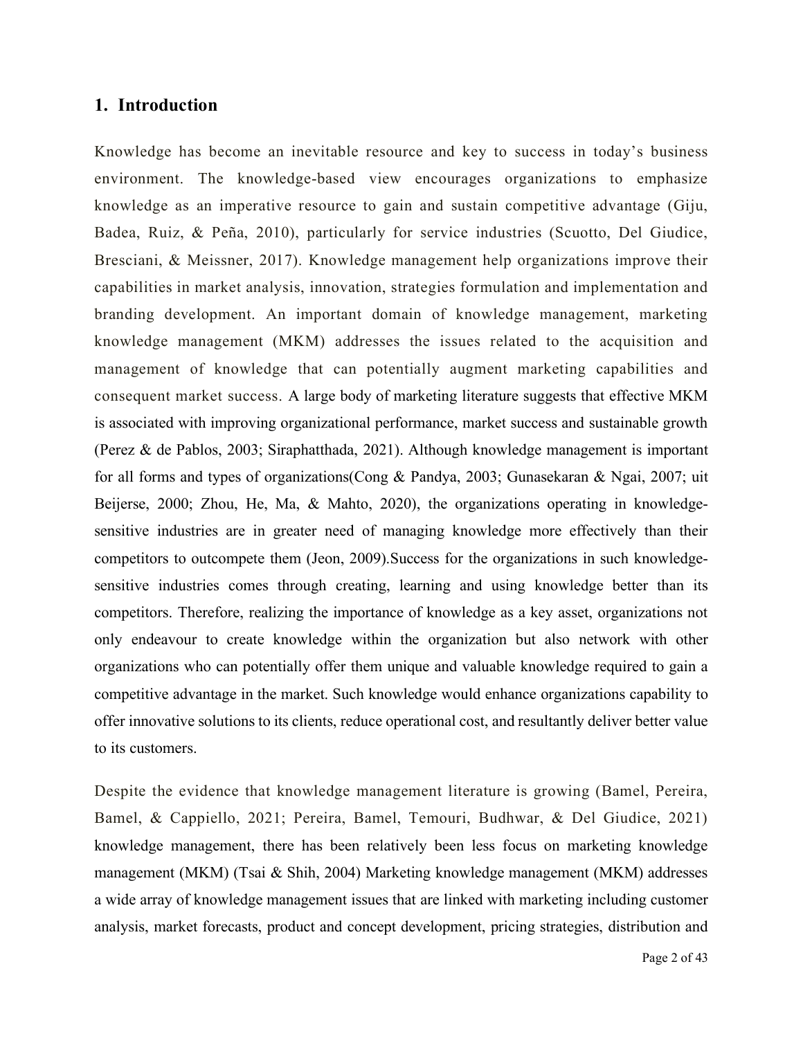## 1. Introduction

Knowledge has become an inevitable resource and key to success in today's business environment. The knowledge-based view encourages organizations to emphasize knowledge as an imperative resource to gain and sustain competitive advantage (Giju, Badea, Ruiz, & Peña, 2010), particularly for service industries (Scuotto, Del Giudice, Bresciani, & Meissner, 2017). Knowledge management help organizations improve their capabilities in market analysis, innovation, strategies formulation and implementation and branding development. An important domain of knowledge management, marketing knowledge management (MKM) addresses the issues related to the acquisition and management of knowledge that can potentially augment marketing capabilities and consequent market success. A large body of marketing literature suggests that effective MKM is associated with improving organizational performance, market success and sustainable growth (Perez & de Pablos, 2003; Siraphatthada, 2021). Although knowledge management is important for all forms and types of organizations(Cong & Pandya, 2003; Gunasekaran & Ngai, 2007; uit Beijerse, 2000; Zhou, He, Ma, & Mahto, 2020), the organizations operating in knowledge-sensitive industries are in greater need of managing knowledge more effectively than their competitors to outcompete them (Jeon, 2009).Success for the organizations in such knowledge-sensitive industries comes through creating, learning and using knowledge better than its competitors. Therefore, realizing the importance of knowledge as a key asset, organizations not only endeavour to create knowledge within the organization but also network with other organizations who can potentially offer them unique and valuable knowledge required to gain a competitive advantage in the market. Such knowledge would enhance organizations capability to offer innovative solutions to its clients, reduce operational cost, and resultantly deliver better value to its customers.

Despite the evidence that knowledge management literature is growing (Bamel, Pereira, Bamel, & Cappiello, 2021; Pereira, Bamel, Temouri, Budhwar, & Del Giudice, 2021) knowledge management, there has relatively been less focus on marketing knowledge management (MKM) (Tsai & Shih, 2004) Marketing knowledge management (MKM) addresses a wide array of knowledge management issues that are linked with marketing including customer analysis, market forecasts, product and concept development, pricing strategies, distribution and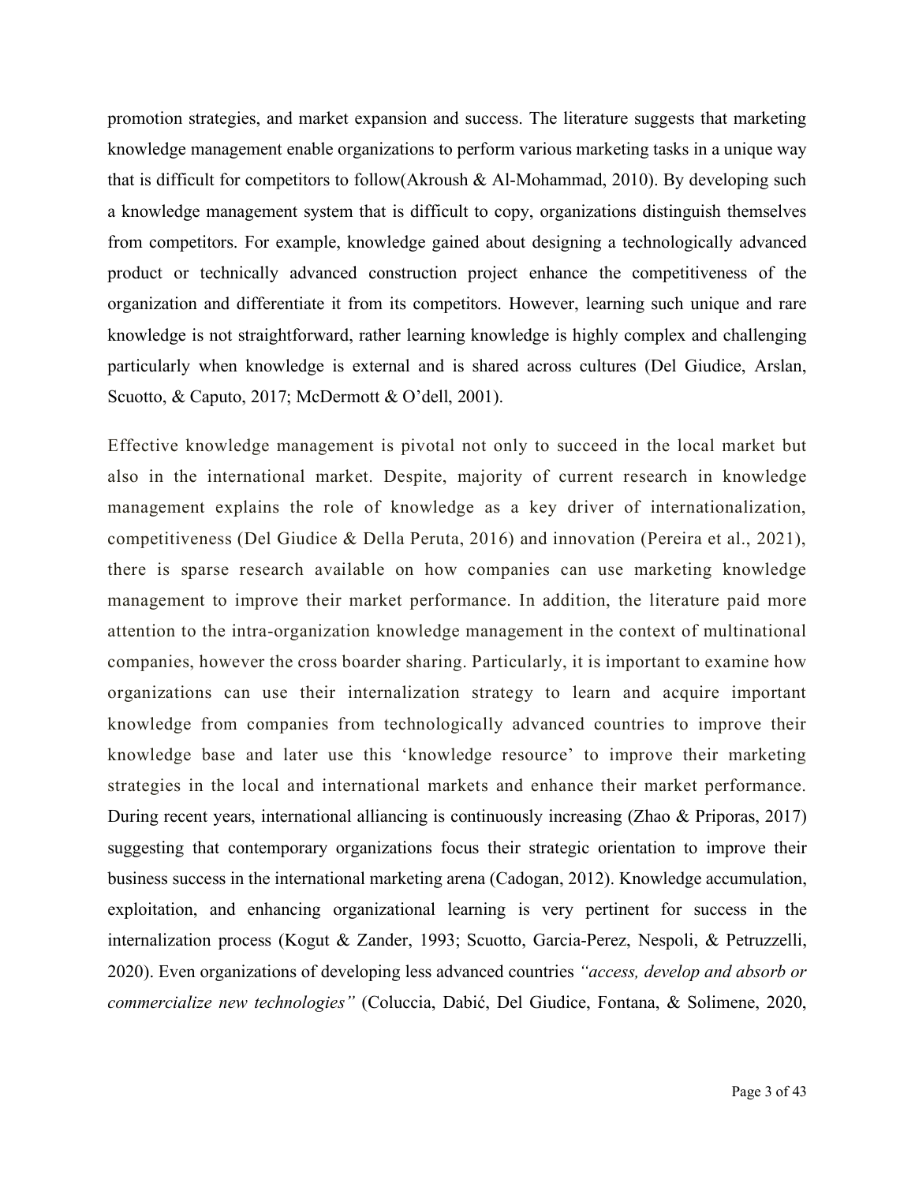promotion strategies, and market expansion and success. The literature suggests that marketing knowledge management enable organizations to perform various marketing tasks in a unique way that is difficult for competitors to follow(Akroush & Al-Mohammad, 2010). By developing such a knowledge management system that is difficult to copy, organizations distinguish themselves from competitors. For example, knowledge gained about designing a technologically advanced product or technically advanced construction project enhance the competitiveness of the organization and differentiate it from its competitors. However, learning such unique and rare knowledge is not straightforward, rather learning knowledge is highly complex and challenging particularly when knowledge is external and is shared across cultures (Del Giudice, Arslan, Scuotto, & Caputo, 2017; McDermott & O'dell, 2001).

Effective knowledge management is pivotal not only to succeed in the local market but also in the international market. Despite, majority of current research in knowledge management explains the role of knowledge as a key driver of internationalization, competitiveness (Del Giudice & Della Peruta, 2016) and innovation (Pereira et al., 2021), there is sparse research available on how companies can use marketing knowledge management to improve their market performance. In addition, the literature paid more attention to the intra-organization knowledge management in the context of multinational companies, however the cross boarder sharing. Particularly, it is important to examine how organizations can use their internalization strategy to learn and acquire important knowledge from companies from technologically advanced countries to improve their knowledge base and later use this 'knowledge resource' to improve their marketing strategies in the local and international markets and enhance their market performance. During recent years, international alliancing is continuously increasing (Zhao & Priporas, 2017) suggesting that contemporary organizations focus their strategic orientation to improve their business success in the international marketing arena (Cadogan, 2012). Knowledge accumulation, exploitation, and enhancing organizational learning is very pertinent for success in the internalization process (Kogut & Zander, 1993; Scuotto, Garcia-Perez, Nespoli, & Petruzzelli, 2020). Even organizations of developing less advanced countries *"access, develop and absorb or commercialize new technologies"* (Coluccia, Dabić, Del Giudice, Fontana, & Solimene, 2020,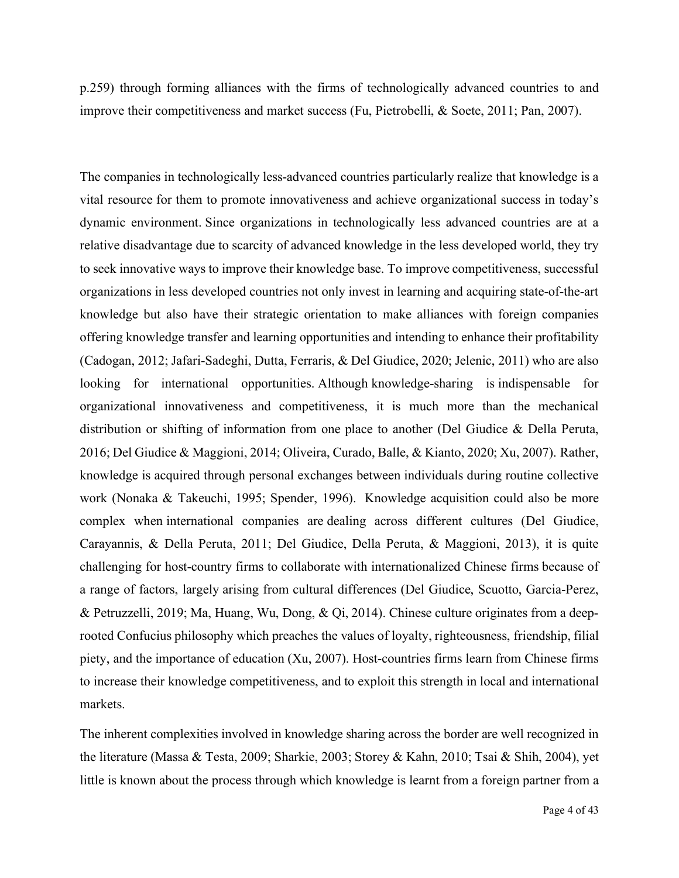p.259) through forming alliances with the firms of technologically advanced countries to and improve their competitiveness and market success (Fu, Pietrobelli, & Soete, 2011; Pan, 2007).

The companies in technologically less-advanced countries particularly realize that knowledge is a vital resource for them to promote innovativeness and achieve organizational success in today's dynamic environment. Since organizations in technologically less advanced countries are at a relative disadvantage due to scarcity of advanced knowledge in the less developed world, they try to seek innovative ways to improve their knowledge base. To improve competitiveness, successful organizations in less developed countries not only invest in learning and acquiring state-of-the-art knowledge but also have their strategic orientation to make alliances with foreign companies offering knowledge transfer and learning opportunities and intending to enhance their profitability (Cadogan, 2012; Jafari-Sadeghi, Dutta, Ferraris, & Del Giudice, 2020; Jelenic, 2011) who are also looking for international opportunities. Although knowledge-sharing is indispensable for organizational innovativeness and competitiveness, it is much more than the mechanical distribution or shifting of information from one place to another (Del Giudice & Della Peruta, 2016; Del Giudice & Maggioni, 2014; Oliveira, Curado, Balle, & Kianto, 2020; Xu, 2007). Rather, knowledge is acquired through personal exchanges between individuals during routine collective work (Nonaka & Takeuchi, 1995; Spender, 1996). Knowledge acquisition could also be more complex when international companies are dealing across different cultures (Del Giudice, Carayannis, & Della Peruta, 2011; Del Giudice, Della Peruta, & Maggioni, 2013), it is quite challenging for host-country firms to collaborate with internationalized Chinese firms because of a range of factors, largely arising from cultural differences (Del Giudice, Scuotto, Garcia-Perez, & Petruzzelli, 2019; Ma, Huang, Wu, Dong, & Qi, 2014). Chinese culture originates from a deep-rooted Confucius philosophy which preaches the values of loyalty, righteousness, friendship, filial piety, and the importance of education (Xu, 2007). Host-countries firms learn from Chinese firms to increase their knowledge competitiveness, and to exploit this strength in local and international markets.

The inherent complexities involved in knowledge sharing across the border are well recognized in the literature (Massa & Testa, 2009; Sharkie, 2003; Storey & Kahn, 2010; Tsai & Shih, 2004), yet little is known about the process through which knowledge is learnt from a foreign partner from a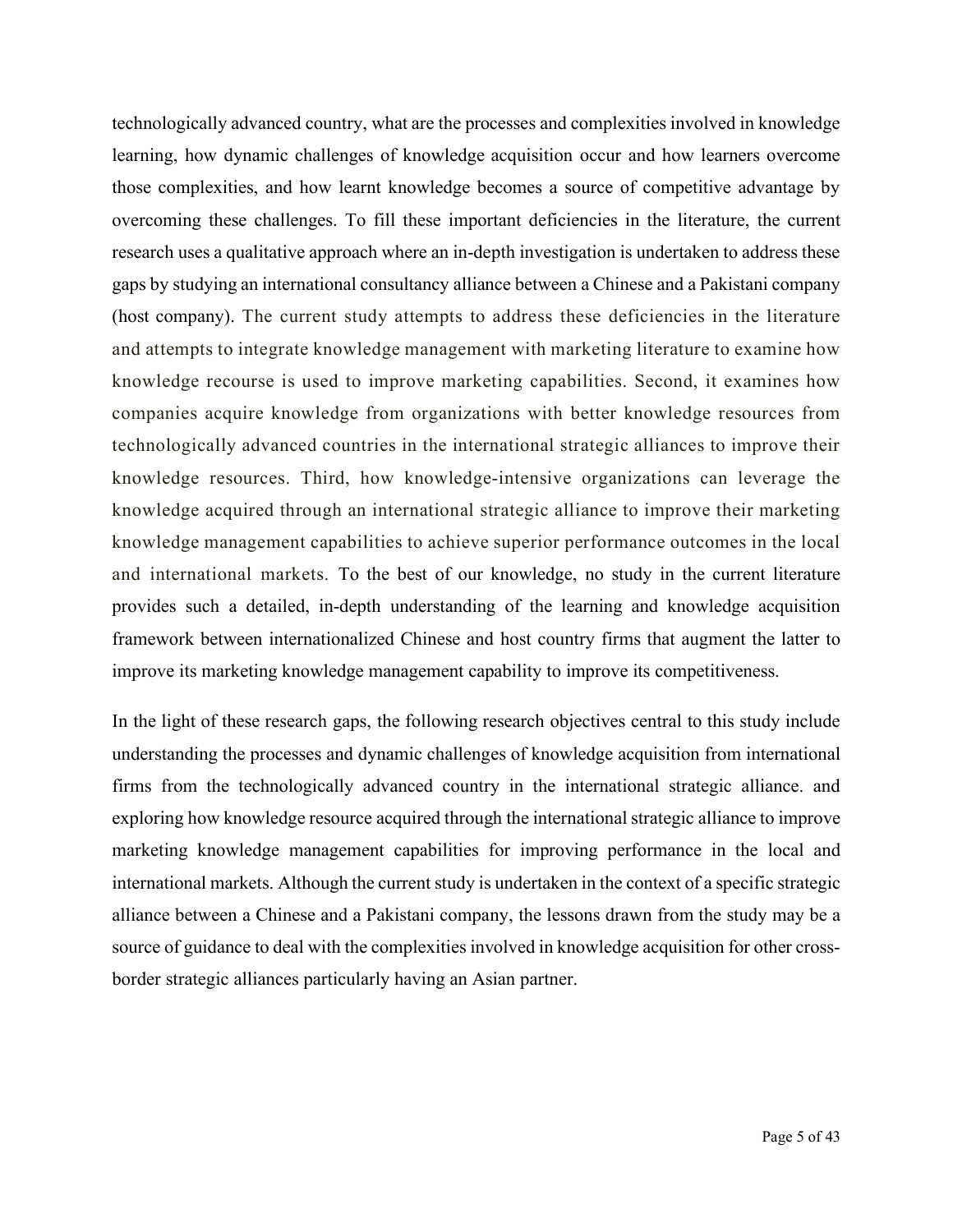technologically advanced country, what are the processes and complexities involved in knowledge learning, how dynamic challenges of knowledge acquisition occur and how learners overcome those complexities, and how learnt knowledge becomes a source of competitive advantage by overcoming these challenges. To fill these important deficiencies in the literature, the current research uses a qualitative approach where an in-depth investigation is undertaken to address these gaps by studying an international consultancy alliance between a Chinese and a Pakistani company (host company). The current study attempts to address these deficiencies in the literature and attempts to integrate knowledge management with marketing literature to examine how knowledge recourse is used to improve marketing capabilities. Second, it examines how companies acquire knowledge from organizations with better knowledge resources from technologically advanced countries in the international strategic alliances to improve their knowledge resources. Third, how knowledge-intensive organizations can leverage the knowledge acquired through an international strategic alliance to improve their marketing knowledge management capabilities to achieve superior performance outcomes in the local and international markets. To the best of our knowledge, no study in the current literature provides such a detailed, in-depth understanding of the learning and knowledge acquisition framework between internationalized Chinese and host country firms that augment the latter to improve its marketing knowledge management capability to improve its competitiveness.

In the light of these research gaps, the following research objectives central to this study include understanding the processes and dynamic challenges of knowledge acquisition from international firms from the technologically advanced country in the international strategic alliance. and exploring how knowledge resource acquired through the international strategic alliance to improve marketing knowledge management capabilities for improving performance in the local and international markets. Although the current study is undertaken in the context of a specific strategic alliance between a Chinese and a Pakistani company, the lessons drawn from the study may be a source of guidance to deal with the complexities involved in knowledge acquisition for other cross-border strategic alliances particularly having an Asian partner.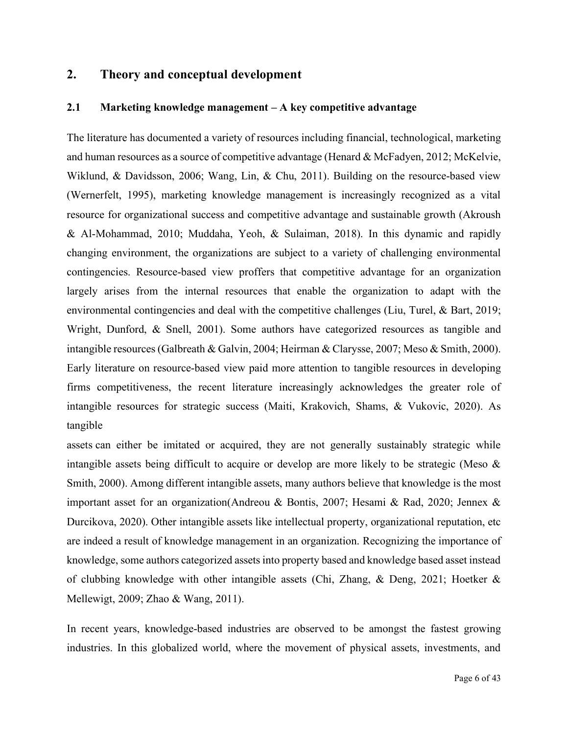## 2. Theory and conceptual development

### 2.1 Marketing knowledge management – A key competitive advantage

The literature has documented a variety of resources including financial, technological, marketing and human resources as a source of competitive advantage (Henard & McFadyen, 2012; McKelvie, Wiklund, & Davidsson, 2006; Wang, Lin, & Chu, 2011). Building on the resource-based view (Wernerfelt, 1995), marketing knowledge management is increasingly recognized as a vital resource for organizational success and competitive advantage and sustainable growth (Akroush & Al-Mohammad, 2010; Muddaha, Yeoh, & Sulaiman, 2018). In this dynamic and rapidly changing environment, the organizations are subject to a variety of challenging environmental contingencies. Resource-based view proffers that competitive advantage for an organization largely arises from the internal resources that enable the organization to adapt with the environmental contingencies and deal with the competitive challenges (Liu, Turel, & Bart, 2019; Wright, Dunford, & Snell, 2001). Some authors have categorized resources as tangible and intangible resources (Galbreath & Galvin, 2004; Heirman & Clarysse, 2007; Meso & Smith, 2000). Early literature on resource-based view paid more attention to tangible resources in developing firms competitiveness, the recent literature increasingly acknowledges the greater role of intangible resources for strategic success (Maiti, Krakovich, Shams, & Vukovic, 2020). As tangible assets can either be imitated or acquired, they are not generally sustainably strategic while intangible assets being difficult to acquire or develop are more likely to be strategic (Meso & Smith, 2000). Among different intangible assets, many authors believe that knowledge is the most important asset for an organization(Andreou & Bontis, 2007; Hesami & Rad, 2020; Jennex & Durcikova, 2020). Other intangible assets like intellectual property, organizational reputation, etc are indeed a result of knowledge management in an organization. Recognizing the importance of knowledge, some authors categorized assets into property based and knowledge based asset instead of clubbing knowledge with other intangible assets (Chi, Zhang, & Deng, 2021; Hoetker & Mellewigt, 2009; Zhao & Wang, 2011).

In recent years, knowledge-based industries are observed to be amongst the fastest growing industries. In this globalized world, where the movement of physical assets, investments, and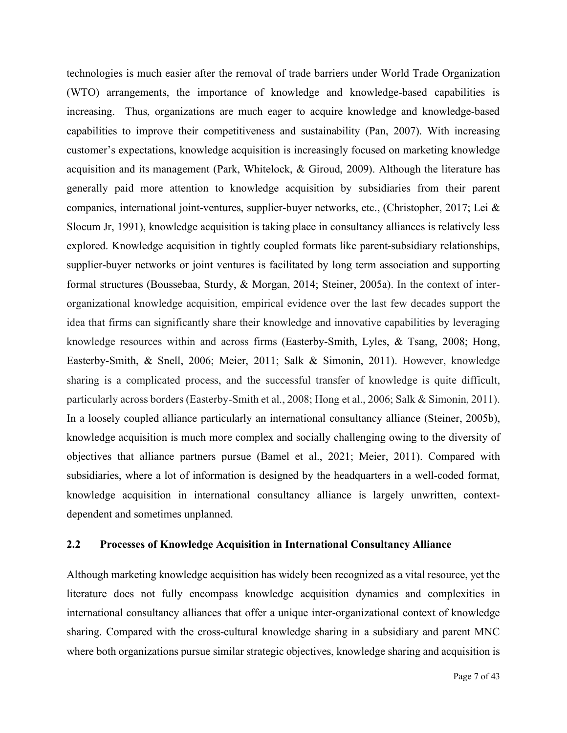technologies is much easier after the removal of trade barriers under World Trade Organization (WTO) arrangements, the importance of knowledge and knowledge-based capabilities is increasing. Thus, organizations are much eager to acquire knowledge and knowledge-based capabilities to improve their competitiveness and sustainability (Pan, 2007). With increasing customer's expectations, knowledge acquisition is increasingly focused on marketing knowledge acquisition and its management (Park, Whitelock, & Giroud, 2009). Although the literature has generally paid more attention to knowledge acquisition by subsidiaries from their parent companies, international joint-ventures, supplier-buyer networks, etc., (Christopher, 2017; Lei & Slocum Jr, 1991), knowledge acquisition is taking place in consultancy alliances is relatively less explored. Knowledge acquisition in tightly coupled formats like parent-subsidiary relationships, supplier-buyer networks or joint ventures is facilitated by long term association and supporting formal structures (Boussebaa, Sturdy, & Morgan, 2014; Steiner, 2005a). In the context of inter-organizational knowledge acquisition, empirical evidence over the last few decades support the idea that firms can significantly share their knowledge and innovative capabilities by leveraging knowledge resources within and across firms (Easterby-Smith, Lyles, & Tsang, 2008; Hong, Easterby-Smith, & Snell, 2006; Meier, 2011; Salk & Simonin, 2011). However, knowledge sharing is a complicated process, and the successful transfer of knowledge is quite difficult, particularly across borders (Easterby-Smith et al., 2008; Hong et al., 2006; Salk & Simonin, 2011). In a loosely coupled alliance particularly an international consultancy alliance (Steiner, 2005b), knowledge acquisition is much more complex and socially challenging owing to the diversity of objectives that alliance partners pursue (Bamel et al., 2021; Meier, 2011). Compared with subsidiaries, where a lot of information is designed by the headquarters in a well-coded format, knowledge acquisition in international consultancy alliance is largely unwritten, context-dependent and sometimes unplanned.

## 2.2 Processes of Knowledge Acquisition in International Consultancy Alliance

Although marketing knowledge acquisition has widely been recognized as a vital resource, yet the literature does not fully encompass knowledge acquisition dynamics and complexities in international consultancy alliances that offer a unique inter-organizational context of knowledge sharing. Compared with the cross-cultural knowledge sharing in a subsidiary and parent MNC where both organizations pursue similar strategic objectives, knowledge sharing and acquisition is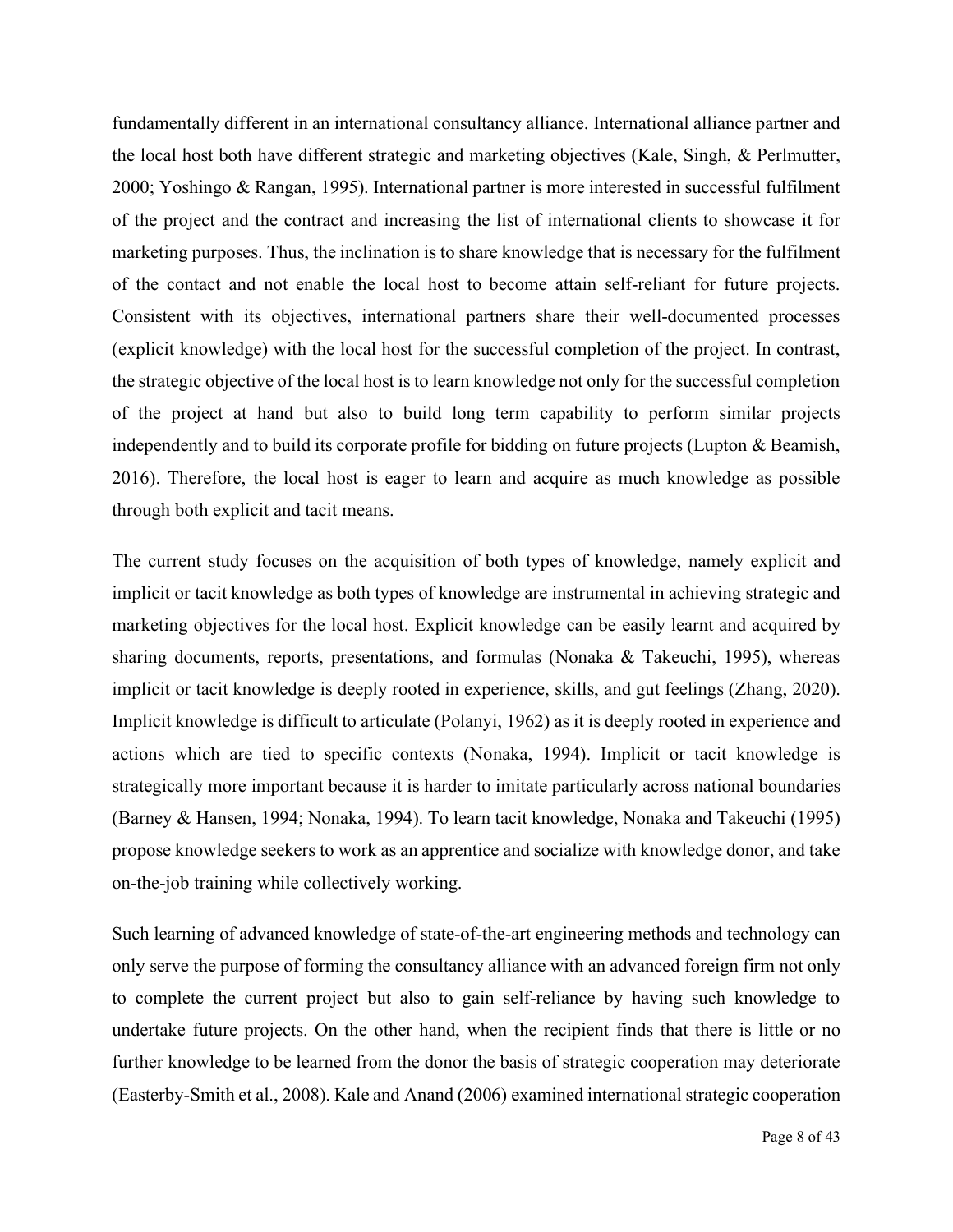fundamentally different in an international consultancy alliance. International alliance partner and the local host both have different strategic and marketing objectives (Kale, Singh, & Perlmutter, 2000; Yoshingo & Rangan, 1995). International partner is more interested in successful fulfilment of the project and the contract and increasing the list of international clients to showcase it for marketing purposes. Thus, the inclination is to share knowledge that is necessary for the fulfilment of the contact and not enable the local host to become attain self-reliant for future projects. Consistent with its objectives, international partners share their well-documented processes (explicit knowledge) with the local host for the successful completion of the project. In contrast, the strategic objective of the local host is to learn knowledge not only for the successful completion of the project at hand but also to build long term capability to perform similar projects independently and to build its corporate profile for bidding on future projects (Lupton & Beamish, 2016). Therefore, the local host is eager to learn and acquire as much knowledge as possible through both explicit and tacit means.

The current study focuses on the acquisition of both types of knowledge, namely explicit and implicit or tacit knowledge as both types of knowledge are instrumental in achieving strategic and marketing objectives for the local host. Explicit knowledge can be easily learnt and acquired by sharing documents, reports, presentations, and formulas (Nonaka & Takeuchi, 1995), whereas implicit or tacit knowledge is deeply rooted in experience, skills, and gut feelings (Zhang, 2020). Implicit knowledge is difficult to articulate (Polanyi, 1962) as it is deeply rooted in experience and actions which are tied to specific contexts (Nonaka, 1994). Implicit or tacit knowledge is strategically more important because it is harder to imitate particularly across national boundaries (Barney & Hansen, 1994; Nonaka, 1994). To learn tacit knowledge, Nonaka and Takeuchi (1995) propose knowledge seekers to work as an apprentice and socialize with knowledge donor, and take on-the-job training while collectively working.

Such learning of advanced knowledge of state-of-the-art engineering methods and technology can only serve the purpose of forming the consultancy alliance with an advanced foreign firm not only to complete the current project but also to gain self-reliance by having such knowledge to undertake future projects. On the other hand, when the recipient finds that there is little or no further knowledge to be learned from the donor the basis of strategic cooperation may deteriorate (Easterby-Smith et al., 2008). Kale and Anand (2006) examined international strategic cooperation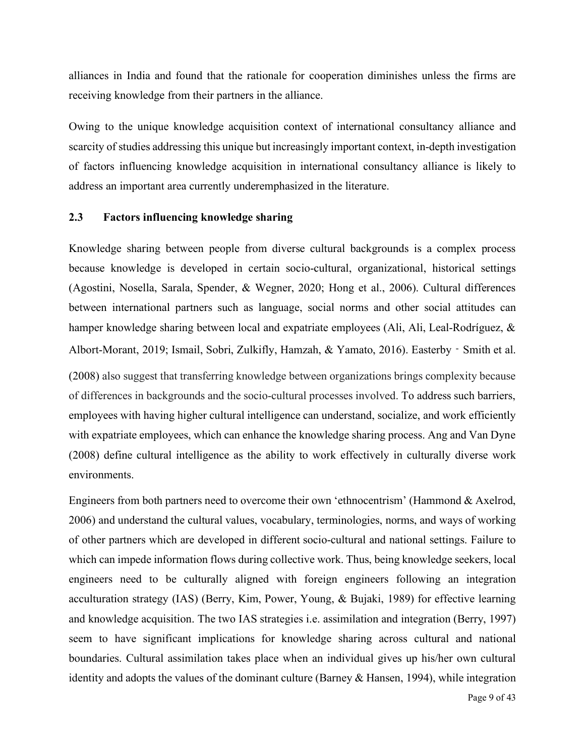alliances in India and found that the rationale for cooperation diminishes unless the firms are receiving knowledge from their partners in the alliance.

Owing to the unique knowledge acquisition context of international consultancy alliance and scarcity of studies addressing this unique but increasingly important context, in-depth investigation of factors influencing knowledge acquisition in international consultancy alliance is likely to address an important area currently underemphasized in the literature.

## 2.3 Factors influencing knowledge sharing

Knowledge sharing between people from diverse cultural backgrounds is a complex process because knowledge is developed in certain socio-cultural, organizational, historical settings (Agostini, Nosella, Sarala, Spender, & Wegner, 2020; Hong et al., 2006). Cultural differences between international partners such as language, social norms and other social attitudes can hamper knowledge sharing between local and expatriate employees (Ali, Ali, Leal-Rodríguez, & Albort-Morant, 2019; Ismail, Sobri, Zulkifly, Hamzah, & Yamato, 2016). Easterby‐Smith et al. (2008) also suggest that transferring knowledge between organizations brings complexity because of differences in backgrounds and the socio-cultural processes involved. To address such barriers, employees with having higher cultural intelligence can understand, socialize, and work efficiently with expatriate employees, which can enhance the knowledge sharing process. Ang and Van Dyne (2008) define cultural intelligence as the ability to work effectively in culturally diverse work environments.

Engineers from both partners need to overcome their own 'ethnocentrism' (Hammond & Axelrod, 2006) and understand the cultural values, vocabulary, terminologies, norms, and ways of working of other partners which are developed in different socio-cultural and national settings. Failure to which can impede information flows during collective work. Thus, being knowledge seekers, local engineers need to be culturally aligned with foreign engineers following an integration acculturation strategy (IAS) (Berry, Kim, Power, Young, & Bujaki, 1989) for effective learning and knowledge acquisition. The two IAS strategies i.e. assimilation and integration (Berry, 1997) seem to have significant implications for knowledge sharing across cultural and national boundaries. Cultural assimilation takes place when an individual gives up his/her own cultural identity and adopts the values of the dominant culture (Barney & Hansen, 1994), while integration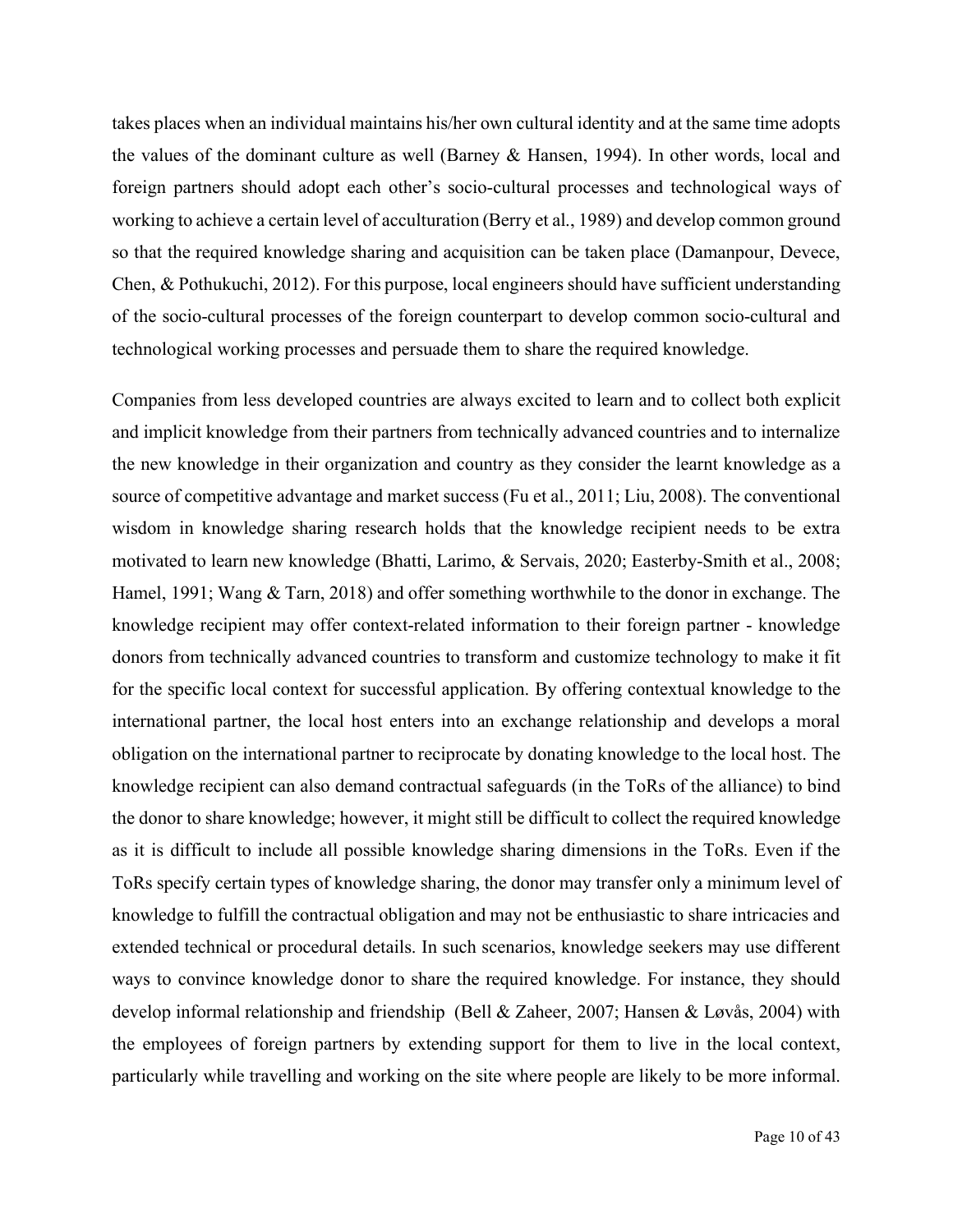takes places when an individual maintains his/her own cultural identity and at the same time adopts the values of the dominant culture as well (Barney & Hansen, 1994). In other words, local and foreign partners should adopt each other's socio-cultural processes and technological ways of working to achieve a certain level of acculturation (Berry et al., 1989) and develop common ground so that the required knowledge sharing and acquisition can be taken place (Damanpour, Devece, Chen, & Pothukuchi, 2012). For this purpose, local engineers should have sufficient understanding of the socio-cultural processes of the foreign counterpart to develop common socio-cultural and technological working processes and persuade them to share the required knowledge.

Companies from less developed countries are always excited to learn and to collect both explicit and implicit knowledge from their partners from technically advanced countries and to internalize the new knowledge in their organization and country as they consider the learnt knowledge as a source of competitive advantage and market success (Fu et al., 2011; Liu, 2008). The conventional wisdom in knowledge sharing research holds that the knowledge recipient needs to be extra motivated to learn new knowledge (Bhatti, Larimo, & Servais, 2020; Easterby-Smith et al., 2008; Hamel, 1991; Wang & Tarn, 2018) and offer something worthwhile to the donor in exchange. The knowledge recipient may offer context-related information to their foreign partner - knowledge donors from technically advanced countries to transform and customize technology to make it fit for the specific local context for successful application. By offering contextual knowledge to the international partner, the local host enters into an exchange relationship and develops a moral obligation on the international partner to reciprocate by donating knowledge to the local host. The knowledge recipient can also demand contractual safeguards (in the ToRs of the alliance) to bind the donor to share knowledge; however, it might still be difficult to collect the required knowledge as it is difficult to include all possible knowledge sharing dimensions in the ToRs. Even if the ToRs specify certain types of knowledge sharing, the donor may transfer only a minimum level of knowledge to fulfill the contractual obligation and may not be enthusiastic to share intricacies and extended technical or procedural details. In such scenarios, knowledge seekers may use different ways to convince knowledge donor to share the required knowledge. For instance, they should develop informal relationship and friendship (Bell & Zaheer, 2007; Hansen & Løvås, 2004) with the employees of foreign partners by extending support for them to live in the local context, particularly while travelling and working on the site where people are likely to be more informal.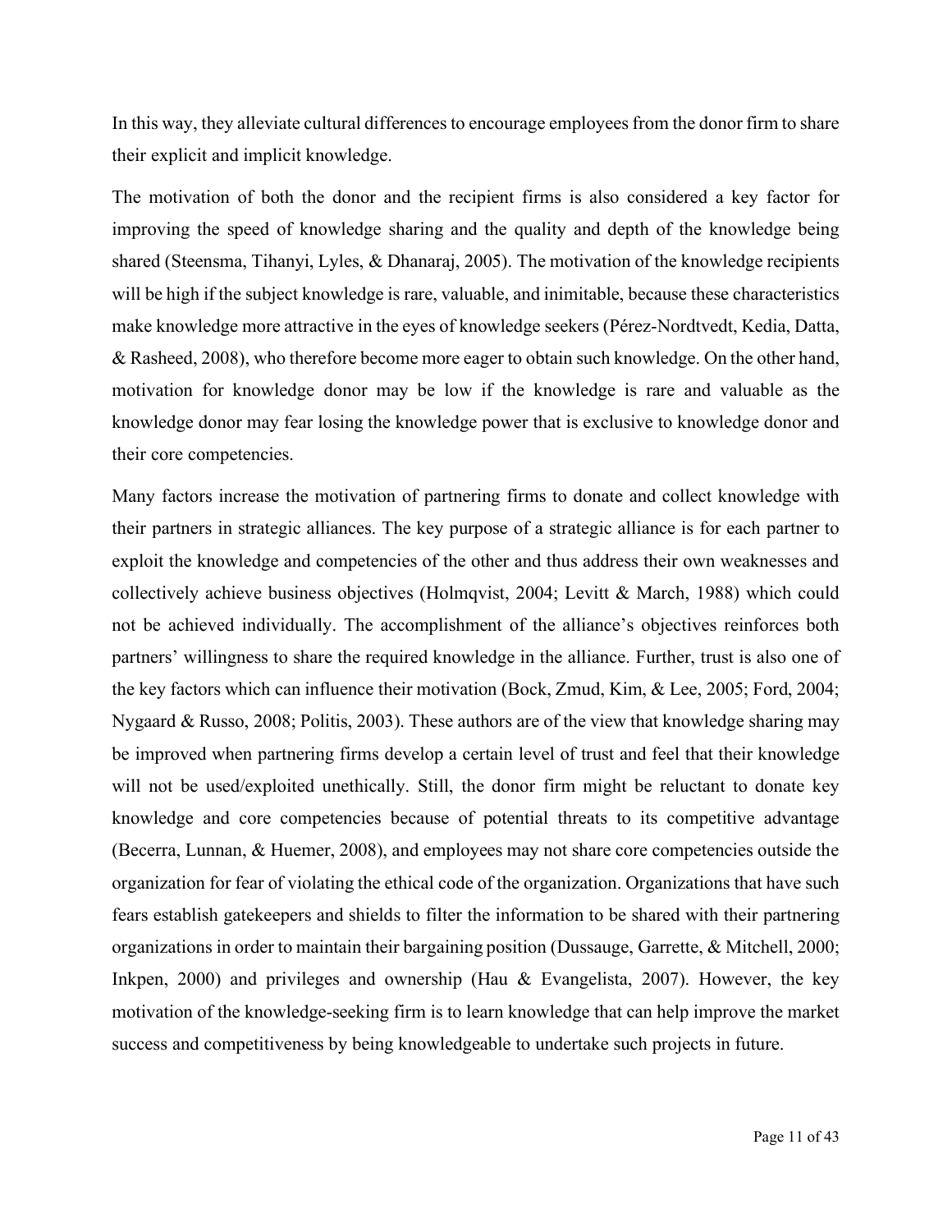In this way, they alleviate cultural differences to encourage employees from the donor firm to share their explicit and implicit knowledge.

The motivation of both the donor and the recipient firms is also considered a key factor for improving the speed of knowledge sharing and the quality and depth of the knowledge being shared (Steensma, Tihanyi, Lyles, & Dhanaraj, 2005). The motivation of the knowledge recipients will be high if the subject knowledge is rare, valuable, and inimitable, because these characteristics make knowledge more attractive in the eyes of knowledge seekers (Pérez-Nordtvedt, Kedia, Datta, & Rasheed, 2008), who therefore become more eager to obtain such knowledge. On the other hand, motivation for knowledge donor may be low if the knowledge is rare and valuable as the knowledge donor may fear losing the knowledge power that is exclusive to knowledge donor and their core competencies.

Many factors increase the motivation of partnering firms to donate and collect knowledge with their partners in strategic alliances. The key purpose of a strategic alliance is for each partner to exploit the knowledge and competencies of the other and thus address their own weaknesses and collectively achieve business objectives (Holmqvist, 2004; Levitt & March, 1988) which could not be achieved individually. The accomplishment of the alliance's objectives reinforces both partners' willingness to share the required knowledge in the alliance. Further, trust is also one of the key factors which can influence their motivation (Bock, Zmud, Kim, & Lee, 2005; Ford, 2004; Nygaard & Russo, 2008; Politis, 2003). These authors are of the view that knowledge sharing may be improved when partnering firms develop a certain level of trust and feel that their knowledge will not be used/exploited unethically. Still, the donor firm might be reluctant to donate key knowledge and core competencies because of potential threats to its competitive advantage (Becerra, Lunnan, & Huemer, 2008), and employees may not share core competencies outside the organization for fear of violating the ethical code of the organization. Organizations that have such fears establish gatekeepers and shields to filter the information to be shared with their partnering organizations in order to maintain their bargaining position (Dussauge, Garrette, & Mitchell, 2000; Inkpen, 2000) and privileges and ownership (Hau & Evangelista, 2007). However, the key motivation of the knowledge-seeking firm is to learn knowledge that can help improve the market success and competitiveness by being knowledgeable to undertake such projects in future.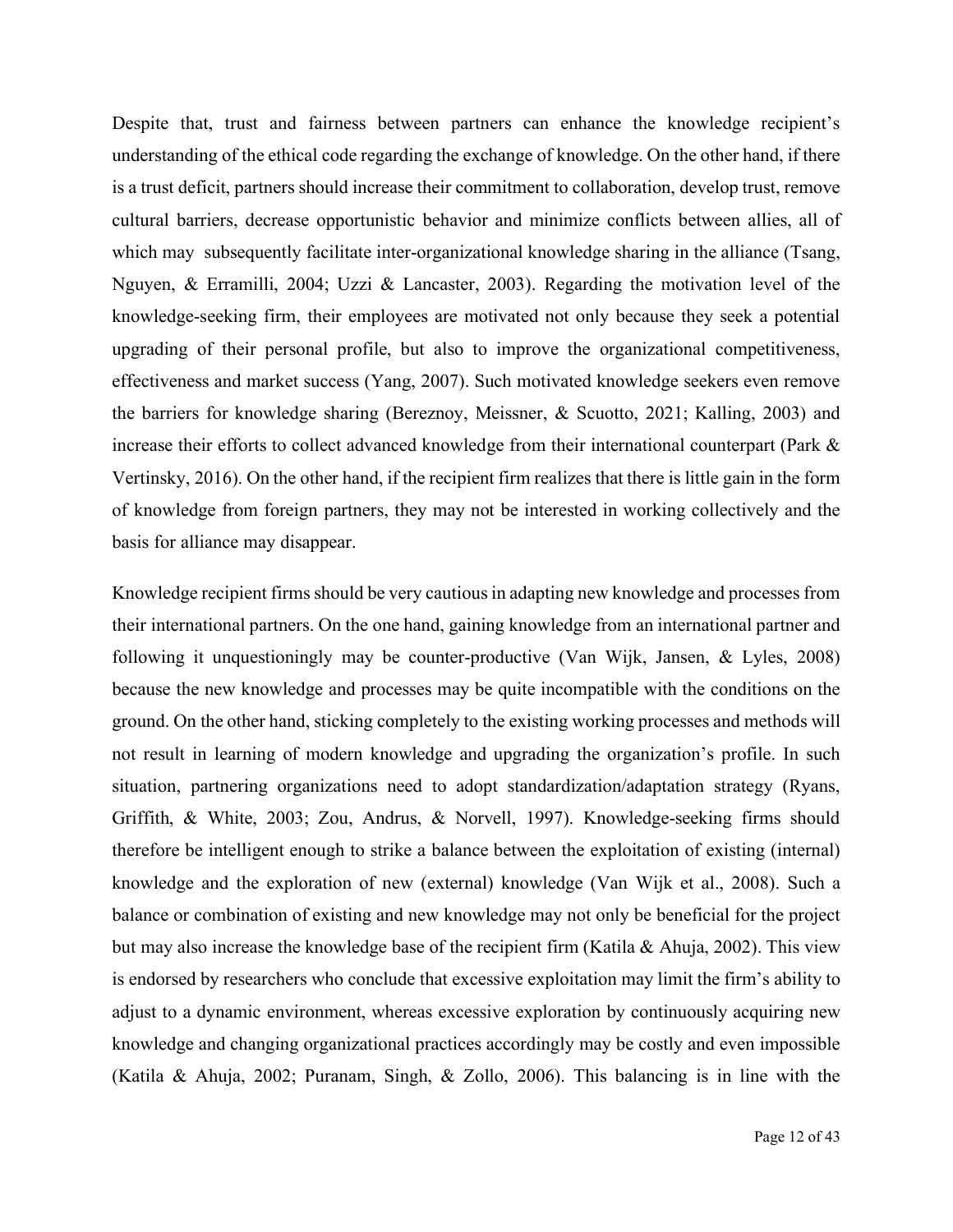Despite that, trust and fairness between partners can enhance the knowledge recipient's understanding of the ethical code regarding the exchange of knowledge. On the other hand, if there is a trust deficit, partners should increase their commitment to collaboration, develop trust, remove cultural barriers, decrease opportunistic behavior and minimize conflicts between allies, all of which may subsequently facilitate inter-organizational knowledge sharing in the alliance (Tsang, Nguyen, & Erramilli, 2004; Uzzi & Lancaster, 2003). Regarding the motivation level of the knowledge-seeking firm, their employees are motivated not only because they seek a potential upgrading of their personal profile, but also to improve the organizational competitiveness, effectiveness and market success (Yang, 2007). Such motivated knowledge seekers even remove the barriers for knowledge sharing (Bereznoy, Meissner, & Scuotto, 2021; Kalling, 2003) and increase their efforts to collect advanced knowledge from their international counterpart (Park & Vertinsky, 2016). On the other hand, if the recipient firm realizes that there is little gain in the form of knowledge from foreign partners, they may not be interested in working collectively and the basis for alliance may disappear.

Knowledge recipient firms should be very cautious in adapting new knowledge and processes from their international partners. On the one hand, gaining knowledge from an international partner and following it unquestioningly may be counter-productive (Van Wijk, Jansen, & Lyles, 2008) because the new knowledge and processes may be quite incompatible with the conditions on the ground. On the other hand, sticking completely to the existing working processes and methods will not result in learning of modern knowledge and upgrading the organization's profile. In such situation, partnering organizations need to adopt standardization/adaptation strategy (Ryans, Griffith, & White, 2003; Zou, Andrus, & Norvell, 1997). Knowledge-seeking firms should therefore be intelligent enough to strike a balance between the exploitation of existing (internal) knowledge and the exploration of new (external) knowledge (Van Wijk et al., 2008). Such a balance or combination of existing and new knowledge may not only be beneficial for the project but may also increase the knowledge base of the recipient firm (Katila & Ahuja, 2002). This view is endorsed by researchers who conclude that excessive exploitation may limit the firm's ability to adjust to a dynamic environment, whereas excessive exploration by continuously acquiring new knowledge and changing organizational practices accordingly may be costly and even impossible (Katila & Ahuja, 2002; Puranam, Singh, & Zollo, 2006). This balancing is in line with the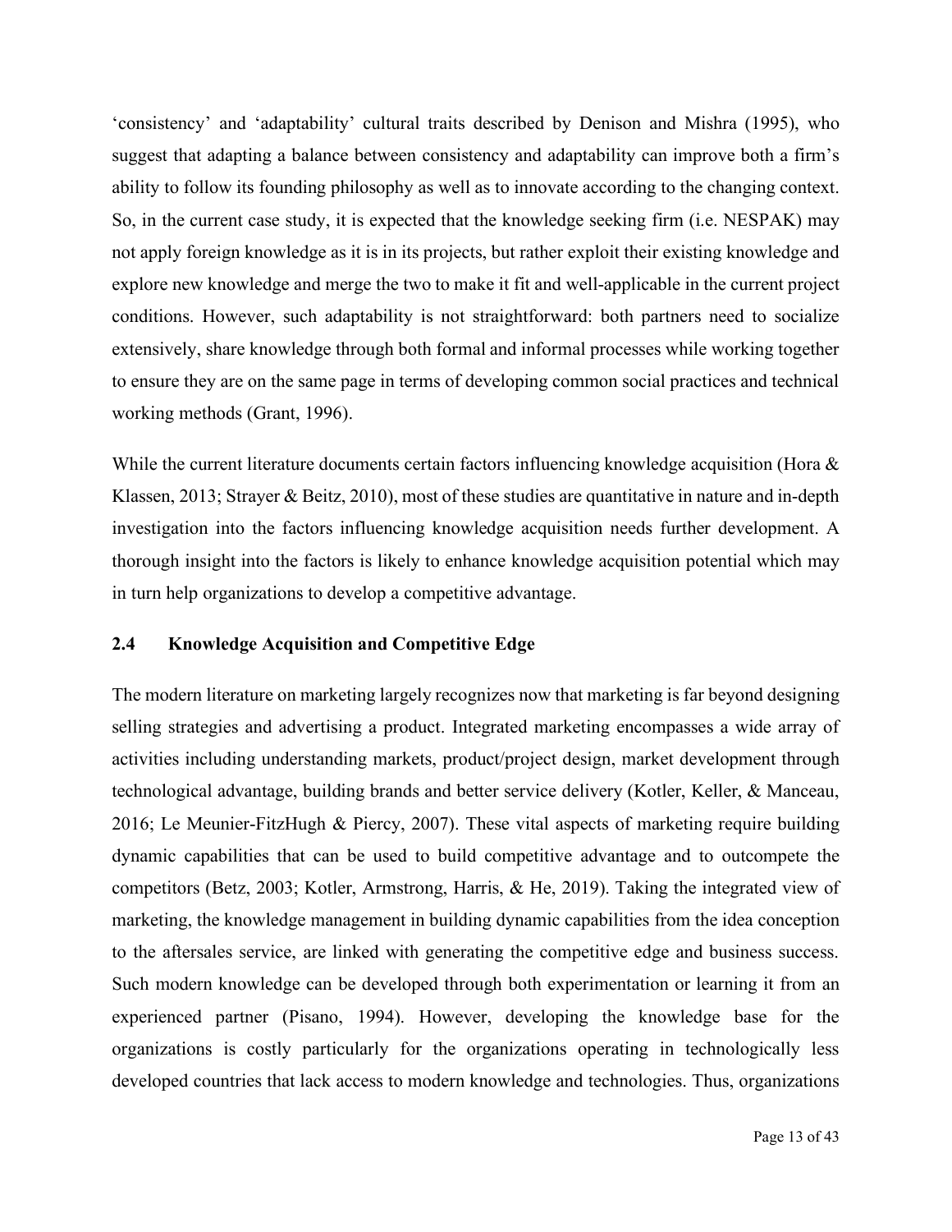‘consistency’ and ‘adaptability’ cultural traits described by Denison and Mishra (1995), who suggest that adapting a balance between consistency and adaptability can improve both a firm’s ability to follow its founding philosophy as well as to innovate according to the changing context. So, in the current case study, it is expected that the knowledge seeking firm (i.e. NESPAK) may not apply foreign knowledge as it is in its projects, but rather exploit their existing knowledge and explore new knowledge and merge the two to make it fit and well-applicable in the current project conditions. However, such adaptability is not straightforward: both partners need to socialize extensively, share knowledge through both formal and informal processes while working together to ensure they are on the same page in terms of developing common social practices and technical working methods (Grant, 1996).

While the current literature documents certain factors influencing knowledge acquisition (Hora & Klassen, 2013; Strayer & Beitz, 2010), most of these studies are quantitative in nature and in-depth investigation into the factors influencing knowledge acquisition needs further development. A thorough insight into the factors is likely to enhance knowledge acquisition potential which may in turn help organizations to develop a competitive advantage.

## 2.4 Knowledge Acquisition and Competitive Edge

The modern literature on marketing largely recognizes now that marketing is far beyond designing selling strategies and advertising a product. Integrated marketing encompasses a wide array of activities including understanding markets, product/project design, market development through technological advantage, building brands and better service delivery (Kotler, Keller, & Manceau, 2016; Le Meunier-FitzHugh & Piercy, 2007). These vital aspects of marketing require building dynamic capabilities that can be used to build competitive advantage and to outcompete the competitors (Betz, 2003; Kotler, Armstrong, Harris, & He, 2019). Taking the integrated view of marketing, the knowledge management in building dynamic capabilities from the idea conception to the aftersales service, are linked with generating the competitive edge and business success. Such modern knowledge can be developed through both experimentation or learning it from an experienced partner (Pisano, 1994). However, developing the knowledge base for the organizations is costly particularly for the organizations operating in technologically less developed countries that lack access to modern knowledge and technologies. Thus, organizations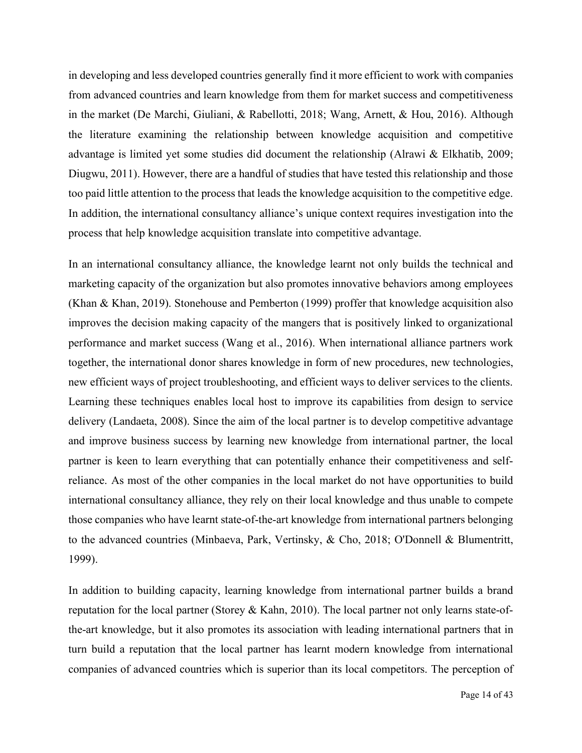in developing and less developed countries generally find it more efficient to work with companies from advanced countries and learn knowledge from them for market success and competitiveness in the market (De Marchi, Giuliani, & Rabellotti, 2018; Wang, Arnett, & Hou, 2016). Although the literature examining the relationship between knowledge acquisition and competitive advantage is limited yet some studies did document the relationship (Alrawi & Elkhatib, 2009; Diugwu, 2011). However, there are a handful of studies that have tested this relationship and those too paid little attention to the process that leads the knowledge acquisition to the competitive edge. In addition, the international consultancy alliance's unique context requires investigation into the process that help knowledge acquisition translate into competitive advantage.

In an international consultancy alliance, the knowledge learnt not only builds the technical and marketing capacity of the organization but also promotes innovative behaviors among employees (Khan & Khan, 2019). Stonehouse and Pemberton (1999) proffer that knowledge acquisition also improves the decision making capacity of the mangers that is positively linked to organizational performance and market success (Wang et al., 2016). When international alliance partners work together, the international donor shares knowledge in form of new procedures, new technologies, new efficient ways of project troubleshooting, and efficient ways to deliver services to the clients. Learning these techniques enables local host to improve its capabilities from design to service delivery (Landaeta, 2008). Since the aim of the local partner is to develop competitive advantage and improve business success by learning new knowledge from international partner, the local partner is keen to learn everything that can potentially enhance their competitiveness and self-reliance. As most of the other companies in the local market do not have opportunities to build international consultancy alliance, they rely on their local knowledge and thus unable to compete those companies who have learnt state-of-the-art knowledge from international partners belonging to the advanced countries (Minbaeva, Park, Vertinsky, & Cho, 2018; O'Donnell & Blumentritt, 1999).

In addition to building capacity, learning knowledge from international partner builds a brand reputation for the local partner (Storey & Kahn, 2010). The local partner not only learns state-of-the-art knowledge, but it also promotes its association with leading international partners that in turn build a reputation that the local partner has learnt modern knowledge from international companies of advanced countries which is superior than its local competitors. The perception of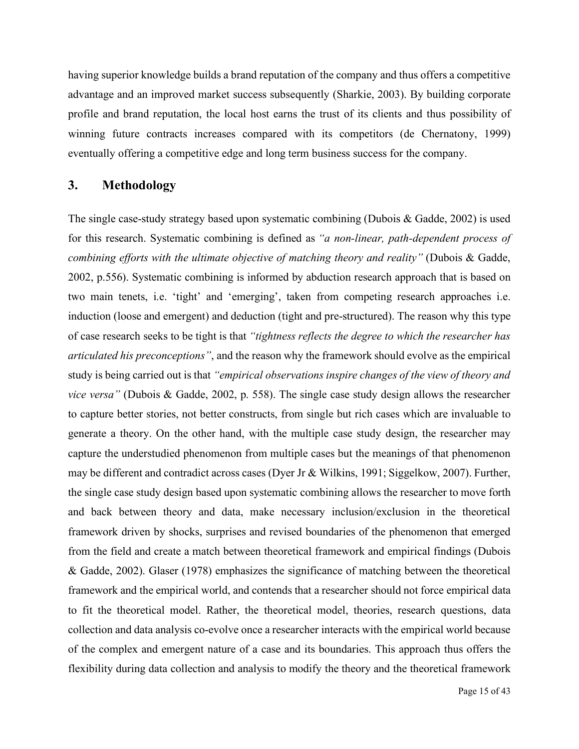having superior knowledge builds a brand reputation of the company and thus offers a competitive advantage and an improved market success subsequently (Sharkie, 2003). By building corporate profile and brand reputation, the local host earns the trust of its clients and thus possibility of winning future contracts increases compared with its competitors (de Chernatony, 1999) eventually offering a competitive edge and long term business success for the company.

## 3. Methodology

The single case-study strategy based upon systematic combining (Dubois & Gadde, 2002) is used for this research. Systematic combining is defined as *"a non-linear, path-dependent process of combining efforts with the ultimate objective of matching theory and reality"* (Dubois & Gadde, 2002, p.556). Systematic combining is informed by abduction research approach that is based on two main tenets, i.e. 'tight' and 'emerging', taken from competing research approaches i.e. induction (loose and emergent) and deduction (tight and pre-structured). The reason why this type of case research seeks to be tight is that *"tightness reflects the degree to which the researcher has articulated his preconceptions"*, and the reason why the framework should evolve as the empirical study is being carried out is that *"empirical observations inspire changes of the view of theory and vice versa"* (Dubois & Gadde, 2002, p. 558). The single case study design allows the researcher to capture better stories, not better constructs, from single but rich cases which are invaluable to generate a theory. On the other hand, with the multiple case study design, the researcher may capture the understudied phenomenon from multiple cases but the meanings of that phenomenon may be different and contradict across cases (Dyer Jr & Wilkins, 1991; Siggelkow, 2007). Further, the single case study design based upon systematic combining allows the researcher to move forth and back between theory and data, make necessary inclusion/exclusion in the theoretical framework driven by shocks, surprises and revised boundaries of the phenomenon that emerged from the field and create a match between theoretical framework and empirical findings (Dubois & Gadde, 2002). Glaser (1978) emphasizes the significance of matching between the theoretical framework and the empirical world, and contends that a researcher should not force empirical data to fit the theoretical model. Rather, the theoretical model, theories, research questions, data collection and data analysis co-evolve once a researcher interacts with the empirical world because of the complex and emergent nature of a case and its boundaries. This approach thus offers the flexibility during data collection and analysis to modify the theory and the theoretical framework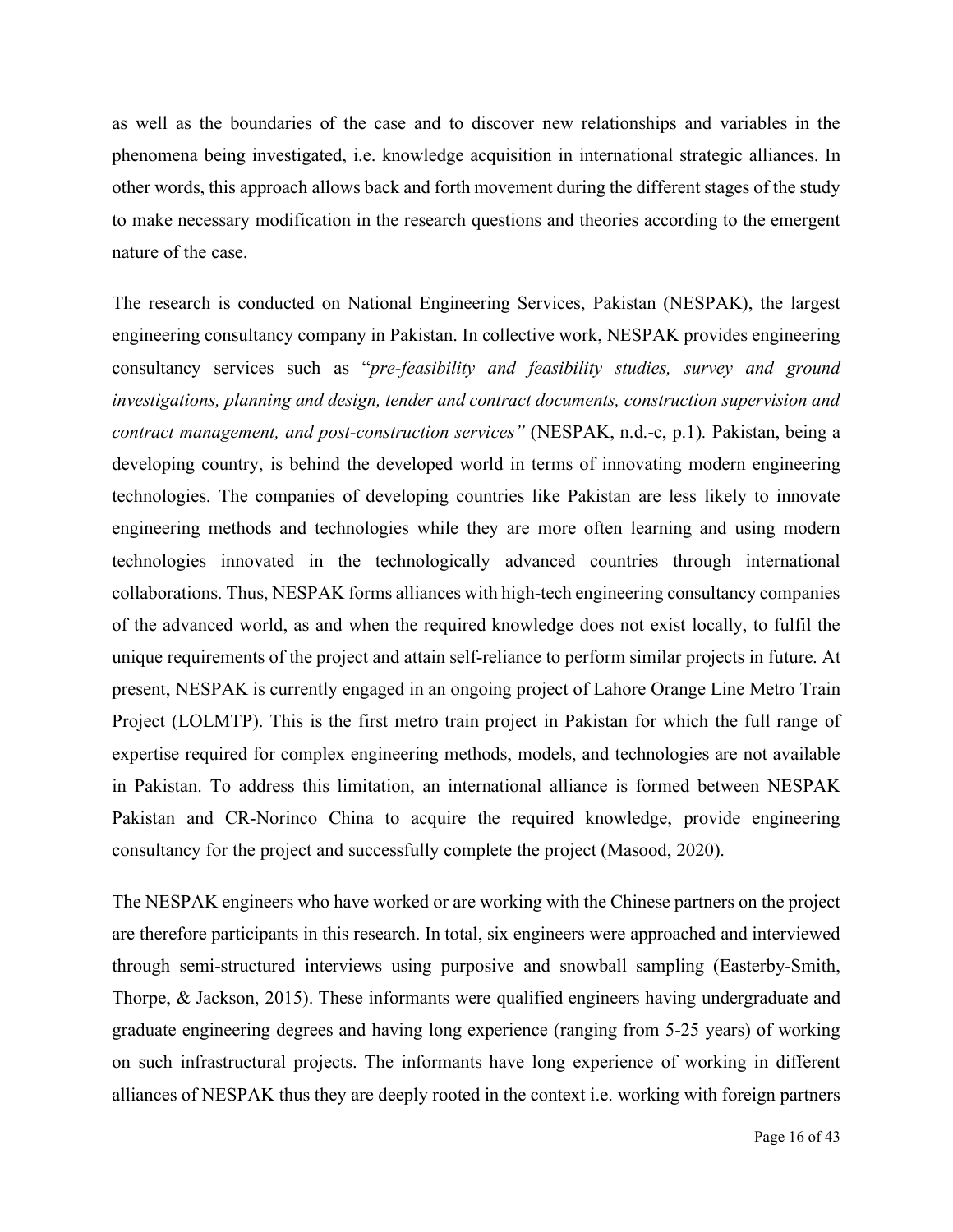as well as the boundaries of the case and to discover new relationships and variables in the phenomena being investigated, i.e. knowledge acquisition in international strategic alliances. In other words, this approach allows back and forth movement during the different stages of the study to make necessary modification in the research questions and theories according to the emergent nature of the case.

The research is conducted on National Engineering Services, Pakistan (NESPAK), the largest engineering consultancy company in Pakistan. In collective work, NESPAK provides engineering consultancy services such as "*pre-feasibility and feasibility studies, survey and ground investigations, planning and design, tender and contract documents, construction supervision and contract management, and post-construction services"* (NESPAK, n.d.-c, p.1). Pakistan, being a developing country, is behind the developed world in terms of innovating modern engineering technologies. The companies of developing countries like Pakistan are less likely to innovate engineering methods and technologies while they are more often learning and using modern technologies innovated in the technologically advanced countries through international collaborations. Thus, NESPAK forms alliances with high-tech engineering consultancy companies of the advanced world, as and when the required knowledge does not exist locally, to fulfil the unique requirements of the project and attain self-reliance to perform similar projects in future. At present, NESPAK is currently engaged in an ongoing project of Lahore Orange Line Metro Train Project (LOLMTP). This is the first metro train project in Pakistan for which the full range of expertise required for complex engineering methods, models, and technologies are not available in Pakistan. To address this limitation, an international alliance is formed between NESPAK Pakistan and CR-Norinco China to acquire the required knowledge, provide engineering consultancy for the project and successfully complete the project (Masood, 2020).

The NESPAK engineers who have worked or are working with the Chinese partners on the project are therefore participants in this research. In total, six engineers were approached and interviewed through semi-structured interviews using purposive and snowball sampling (Easterby-Smith, Thorpe, & Jackson, 2015). These informants were qualified engineers having undergraduate and graduate engineering degrees and having long experience (ranging from 5-25 years) of working on such infrastructural projects. The informants have long experience of working in different alliances of NESPAK thus they are deeply rooted in the context i.e. working with foreign partners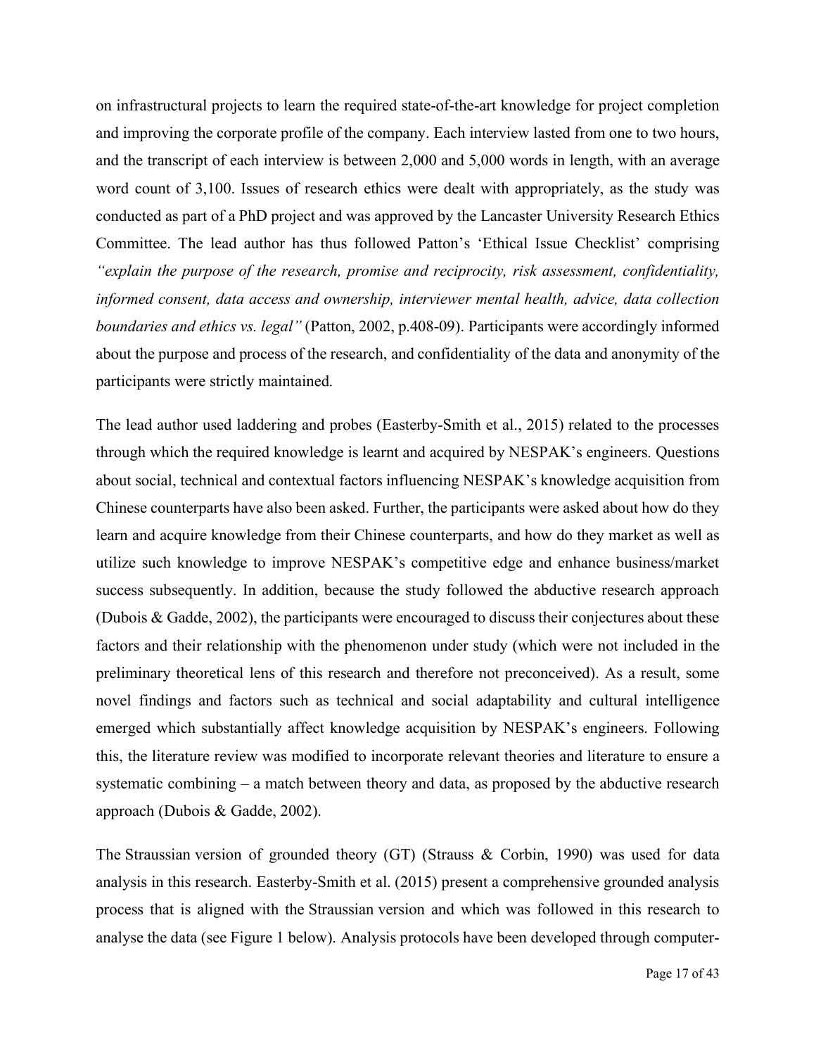on infrastructural projects to learn the required state-of-the-art knowledge for project completion and improving the corporate profile of the company. Each interview lasted from one to two hours, and the transcript of each interview is between 2,000 and 5,000 words in length, with an average word count of 3,100. Issues of research ethics were dealt with appropriately, as the study was conducted as part of a PhD project and was approved by the Lancaster University Research Ethics Committee. The lead author has thus followed Patton's 'Ethical Issue Checklist' comprising *"explain the purpose of the research, promise and reciprocity, risk assessment, confidentiality, informed consent, data access and ownership, interviewer mental health, advice, data collection boundaries and ethics vs. legal"* (Patton, 2002, p.408-09). Participants were accordingly informed about the purpose and process of the research, and confidentiality of the data and anonymity of the participants were strictly maintained.

The lead author used laddering and probes (Easterby-Smith et al., 2015) related to the processes through which the required knowledge is learnt and acquired by NESPAK's engineers. Questions about social, technical and contextual factors influencing NESPAK's knowledge acquisition from Chinese counterparts have also been asked. Further, the participants were asked about how do they learn and acquire knowledge from their Chinese counterparts, and how do they market as well as utilize such knowledge to improve NESPAK's competitive edge and enhance business/market success subsequently. In addition, because the study followed the abductive research approach (Dubois & Gadde, 2002), the participants were encouraged to discuss their conjectures about these factors and their relationship with the phenomenon under study (which were not included in the preliminary theoretical lens of this research and therefore not preconceived). As a result, some novel findings and factors such as technical and social adaptability and cultural intelligence emerged which substantially affect knowledge acquisition by NESPAK's engineers. Following this, the literature review was modified to incorporate relevant theories and literature to ensure a systematic combining – a match between theory and data, as proposed by the abductive research approach (Dubois & Gadde, 2002).

The Straussian version of grounded theory (GT) (Strauss & Corbin, 1990) was used for data analysis in this research. Easterby-Smith et al. (2015) present a comprehensive grounded analysis process that is aligned with the Straussian version and which was followed in this research to analyse the data (see Figure 1 below). Analysis protocols have been developed through computer-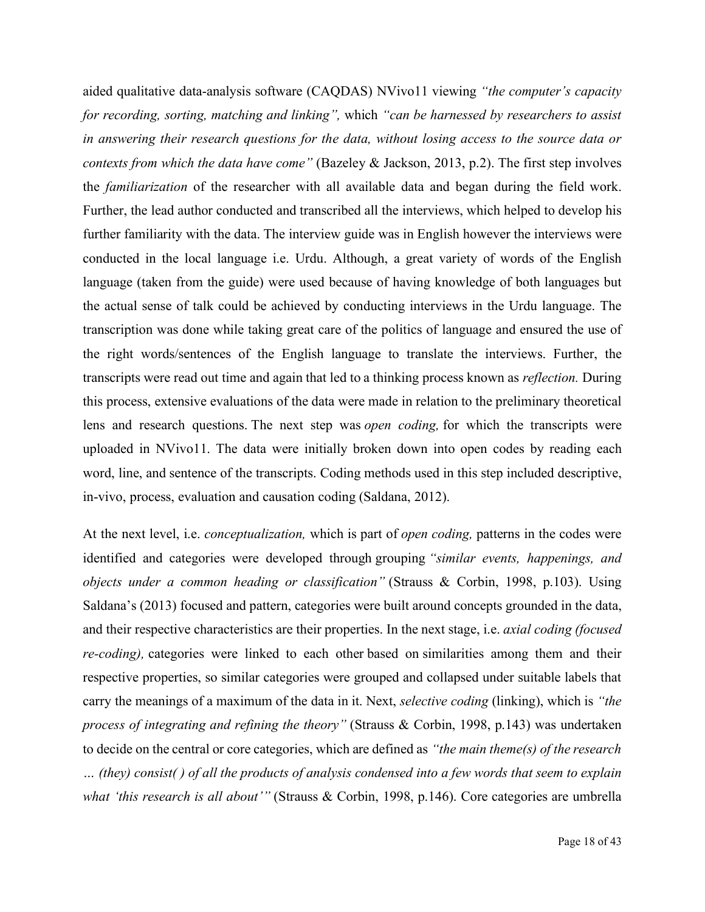aided qualitative data-analysis software (CAQDAS) NVivo11 viewing *"the computer's capacity for recording, sorting, matching and linking",* which *"can be harnessed by researchers to assist in answering their research questions for the data, without losing access to the source data or contexts from which the data have come"* (Bazeley & Jackson, 2013, p.2). The first step involves the *familiarization* of the researcher with all available data and began during the field work. Further, the lead author conducted and transcribed all the interviews, which helped to develop his further familiarity with the data. The interview guide was in English however the interviews were conducted in the local language i.e. Urdu. Although, a great variety of words of the English language (taken from the guide) were used because of having knowledge of both languages but the actual sense of talk could be achieved by conducting interviews in the Urdu language. The transcription was done while taking great care of the politics of language and ensured the use of the right words/sentences of the English language to translate the interviews. Further, the transcripts were read out time and again that led to a thinking process known as *reflection.* During this process, extensive evaluations of the data were made in relation to the preliminary theoretical lens and research questions. The next step was *open coding,* for which the transcripts were uploaded in NVivo11. The data were initially broken down into open codes by reading each word, line, and sentence of the transcripts. Coding methods used in this step included descriptive, in-vivo, process, evaluation and causation coding (Saldana, 2012).

At the next level, i.e. *conceptualization,* which is part of *open coding,* patterns in the codes were identified and categories were developed through grouping *"similar events, happenings, and objects under a common heading or classification"* (Strauss & Corbin, 1998, p.103). Using Saldana's (2013) focused and pattern, categories were built around concepts grounded in the data, and their respective characteristics are their properties. In the next stage, i.e. *axial coding (focused re-coding),* categories were linked to each other based on similarities among them and their respective properties, so similar categories were grouped and collapsed under suitable labels that carry the meanings of a maximum of the data in it. Next, *selective coding* (linking), which is *"the process of integrating and refining the theory"* (Strauss & Corbin, 1998, p.143) was undertaken to decide on the central or core categories, which are defined as *"the main theme(s) of the research … (they) consist( ) of all the products of analysis condensed into a few words that seem to explain what 'this research is all about'"* (Strauss & Corbin, 1998, p.146). Core categories are umbrella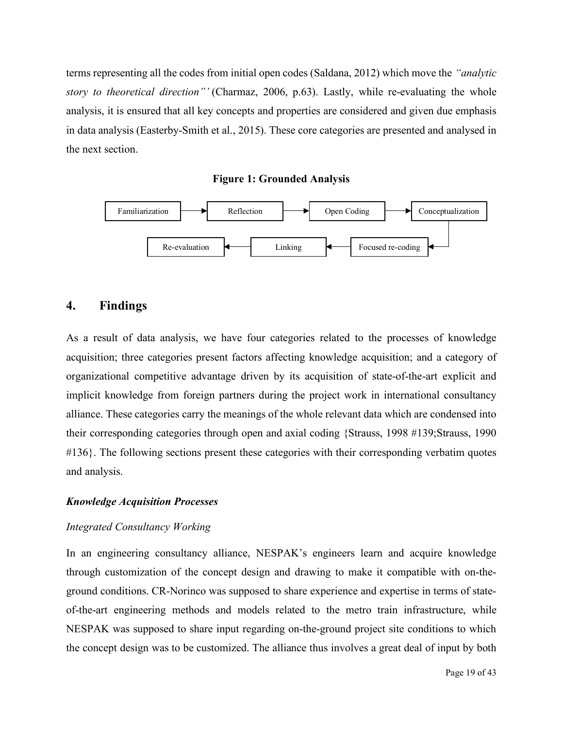terms representing all the codes from initial open codes (Saldana, 2012) which move the *"analytic story to theoretical direction"'* (Charmaz, 2006, p.63). Lastly, while re-evaluating the whole analysis, it is ensured that all key concepts and properties are considered and given due emphasis in data analysis (Easterby-Smith et al., 2015). These core categories are presented and analysed in the next section.

**Figure 1: Grounded Analysis**

Familiarization → Reflection → Open Coding → Conceptualization → Focused re-coding → Linking → Re-evaluation

## 4. Findings

As a result of data analysis, we have four categories related to the processes of knowledge acquisition; three categories present factors affecting knowledge acquisition; and a category of organizational competitive advantage driven by its acquisition of state-of-the-art explicit and implicit knowledge from foreign partners during the project work in international consultancy alliance. These categories carry the meanings of the whole relevant data which are condensed into their corresponding categories through open and axial coding {Strauss, 1998 #139;Strauss, 1990 #136}. The following sections present these categories with their corresponding verbatim quotes and analysis.

### ***Knowledge Acquisition Processes***

#### *Integrated Consultancy Working*

In an engineering consultancy alliance, NESPAK's engineers learn and acquire knowledge through customization of the concept design and drawing to make it compatible with on-the-ground conditions. CR-Norinco was supposed to share experience and expertise in terms of state-of-the-art engineering methods and models related to the metro train infrastructure, while NESPAK was supposed to share input regarding on-the-ground project site conditions to which the concept design was to be customized. The alliance thus involves a great deal of input by both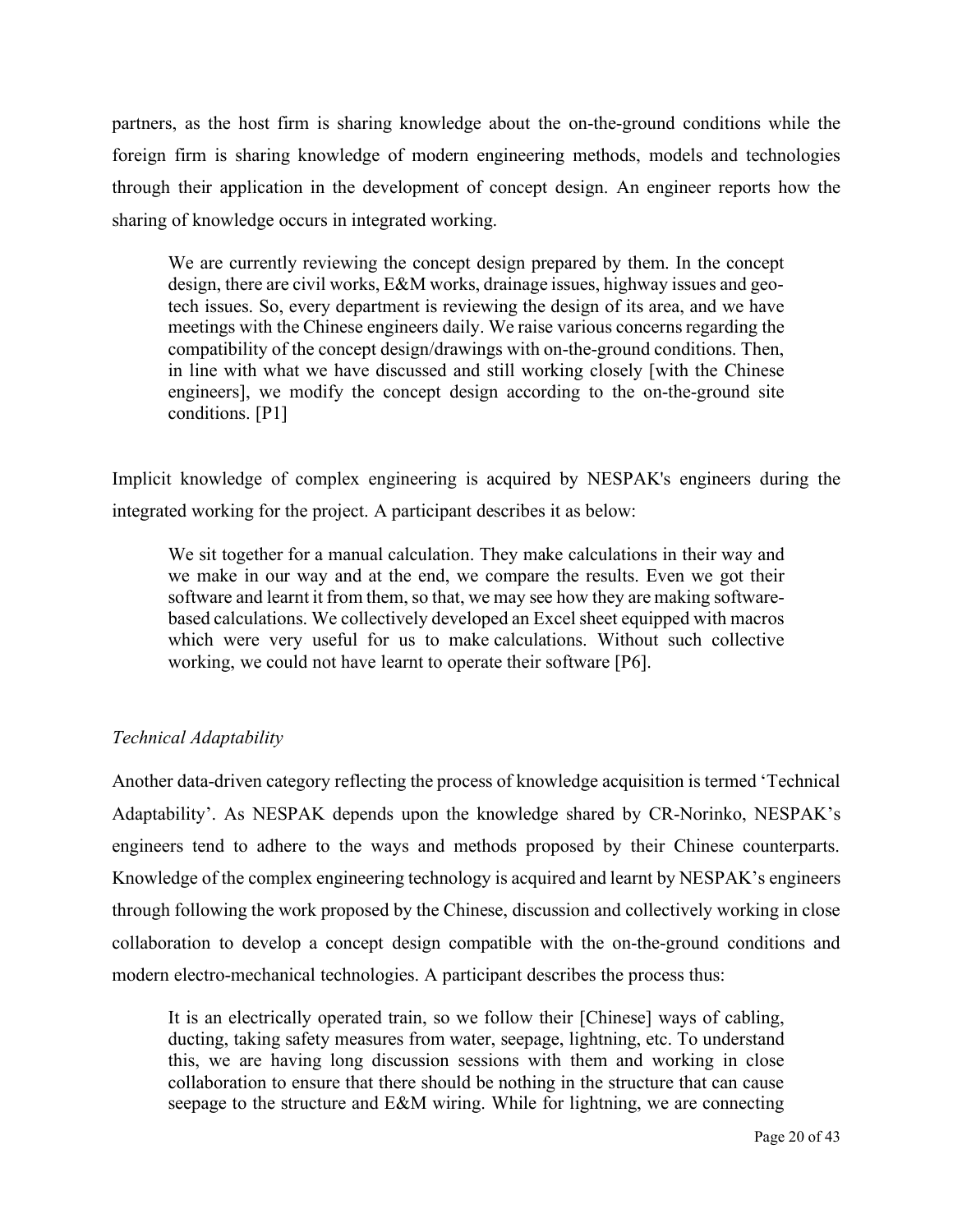partners, as the host firm is sharing knowledge about the on-the-ground conditions while the foreign firm is sharing knowledge of modern engineering methods, models and technologies through their application in the development of concept design. An engineer reports how the sharing of knowledge occurs in integrated working.

> We are currently reviewing the concept design prepared by them. In the concept design, there are civil works, E&M works, drainage issues, highway issues and geo-tech issues. So, every department is reviewing the design of its area, and we have meetings with the Chinese engineers daily. We raise various concerns regarding the compatibility of the concept design/drawings with on-the-ground conditions. Then, in line with what we have discussed and still working closely [with the Chinese engineers], we modify the concept design according to the on-the-ground site conditions. [P1]

Implicit knowledge of complex engineering is acquired by NESPAK's engineers during the integrated working for the project. A participant describes it as below:

> We sit together for a manual calculation. They make calculations in their way and we make in our way and at the end, we compare the results. Even we got their software and learnt it from them, so that, we may see how they are making software-based calculations. We collectively developed an Excel sheet equipped with macros which were very useful for us to make calculations. Without such collective working, we could not have learnt to operate their software [P6].

*Technical Adaptability*

Another data-driven category reflecting the process of knowledge acquisition is termed 'Technical Adaptability'. As NESPAK depends upon the knowledge shared by CR-Norinko, NESPAK's engineers tend to adhere to the ways and methods proposed by their Chinese counterparts. Knowledge of the complex engineering technology is acquired and learnt by NESPAK's engineers through following the work proposed by the Chinese, discussion and collectively working in close collaboration to develop a concept design compatible with the on-the-ground conditions and modern electro-mechanical technologies. A participant describes the process thus:

> It is an electrically operated train, so we follow their [Chinese] ways of cabling, ducting, taking safety measures from water, seepage, lightning, etc. To understand this, we are having long discussion sessions with them and working in close collaboration to ensure that there should be nothing in the structure that can cause seepage to the structure and E&M wiring. While for lightning, we are connecting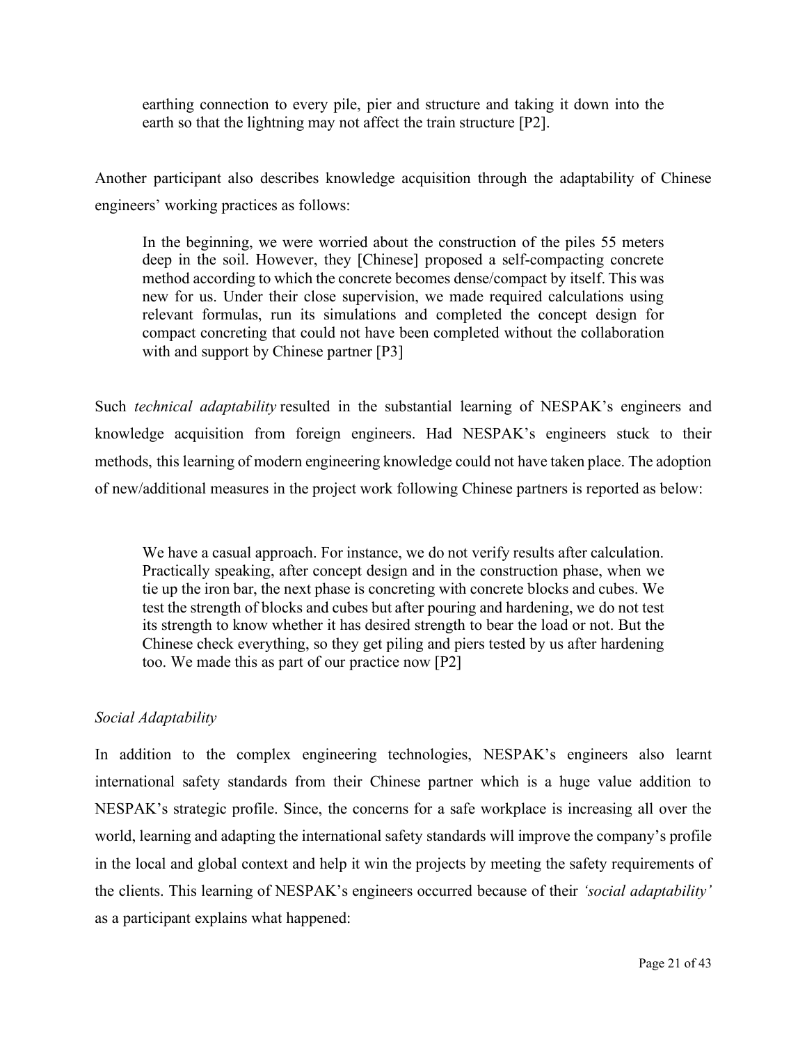> earthing connection to every pile, pier and structure and taking it down into the earth so that the lightning may not affect the train structure [P2].

Another participant also describes knowledge acquisition through the adaptability of Chinese engineers' working practices as follows:

> In the beginning, we were worried about the construction of the piles 55 meters deep in the soil. However, they [Chinese] proposed a self-compacting concrete method according to which the concrete becomes dense/compact by itself. This was new for us. Under their close supervision, we made required calculations using relevant formulas, run its simulations and completed the concept design for compact concreting that could not have been completed without the collaboration with and support by Chinese partner [P3]

Such *technical adaptability* resulted in the substantial learning of NESPAK's engineers and knowledge acquisition from foreign engineers. Had NESPAK's engineers stuck to their methods, this learning of modern engineering knowledge could not have taken place. The adoption of new/additional measures in the project work following Chinese partners is reported as below:

> We have a casual approach. For instance, we do not verify results after calculation. Practically speaking, after concept design and in the construction phase, when we tie up the iron bar, the next phase is concreting with concrete blocks and cubes. We test the strength of blocks and cubes but after pouring and hardening, we do not test its strength to know whether it has desired strength to bear the load or not. But the Chinese check everything, so they get piling and piers tested by us after hardening too. We made this as part of our practice now [P2]

*Social Adaptability*

In addition to the complex engineering technologies, NESPAK's engineers also learnt international safety standards from their Chinese partner which is a huge value addition to NESPAK's strategic profile. Since, the concerns for a safe workplace is increasing all over the world, learning and adapting the international safety standards will improve the company's profile in the local and global context and help it win the projects by meeting the safety requirements of the clients. This learning of NESPAK's engineers occurred because of their *'social adaptability'* as a participant explains what happened: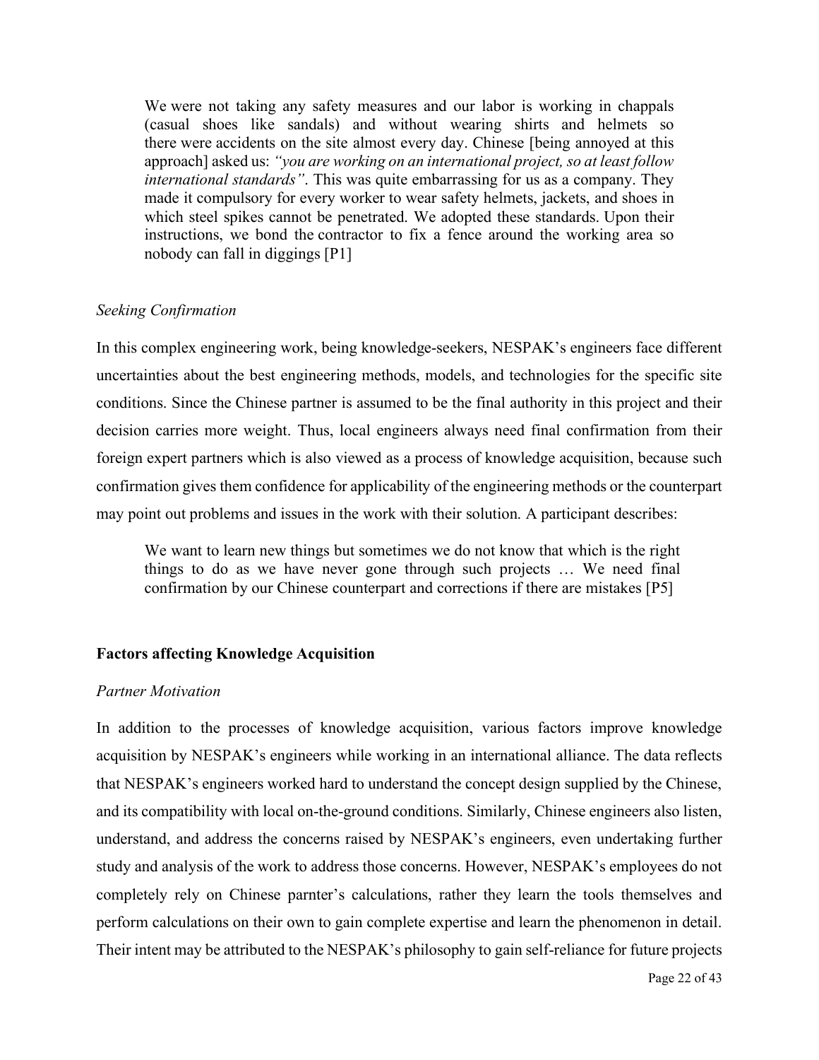> We were not taking any safety measures and our labor is working in chappals (casual shoes like sandals) and without wearing shirts and helmets so there were accidents on the site almost every day. Chinese [being annoyed at this approach] asked us: *"you are working on an international project, so at least follow international standards"*. This was quite embarrassing for us as a company. They made it compulsory for every worker to wear safety helmets, jackets, and shoes in which steel spikes cannot be penetrated. We adopted these standards. Upon their instructions, we bond the contractor to fix a fence around the working area so nobody can fall in diggings [P1]

*Seeking Confirmation*

In this complex engineering work, being knowledge-seekers, NESPAK's engineers face different uncertainties about the best engineering methods, models, and technologies for the specific site conditions. Since the Chinese partner is assumed to be the final authority in this project and their decision carries more weight. Thus, local engineers always need final confirmation from their foreign expert partners which is also viewed as a process of knowledge acquisition, because such confirmation gives them confidence for applicability of the engineering methods or the counterpart may point out problems and issues in the work with their solution. A participant describes:

> We want to learn new things but sometimes we do not know that which is the right things to do as we have never gone through such projects … We need final confirmation by our Chinese counterpart and corrections if there are mistakes [P5]

**Factors affecting Knowledge Acquisition**

*Partner Motivation*

In addition to the processes of knowledge acquisition, various factors improve knowledge acquisition by NESPAK's engineers while working in an international alliance. The data reflects that NESPAK's engineers worked hard to understand the concept design supplied by the Chinese, and its compatibility with local on-the-ground conditions. Similarly, Chinese engineers also listen, understand, and address the concerns raised by NESPAK's engineers, even undertaking further study and analysis of the work to address those concerns. However, NESPAK's employees do not completely rely on Chinese parnter's calculations, rather they learn the tools themselves and perform calculations on their own to gain complete expertise and learn the phenomenon in detail. Their intent may be attributed to the NESPAK's philosophy to gain self-reliance for future projects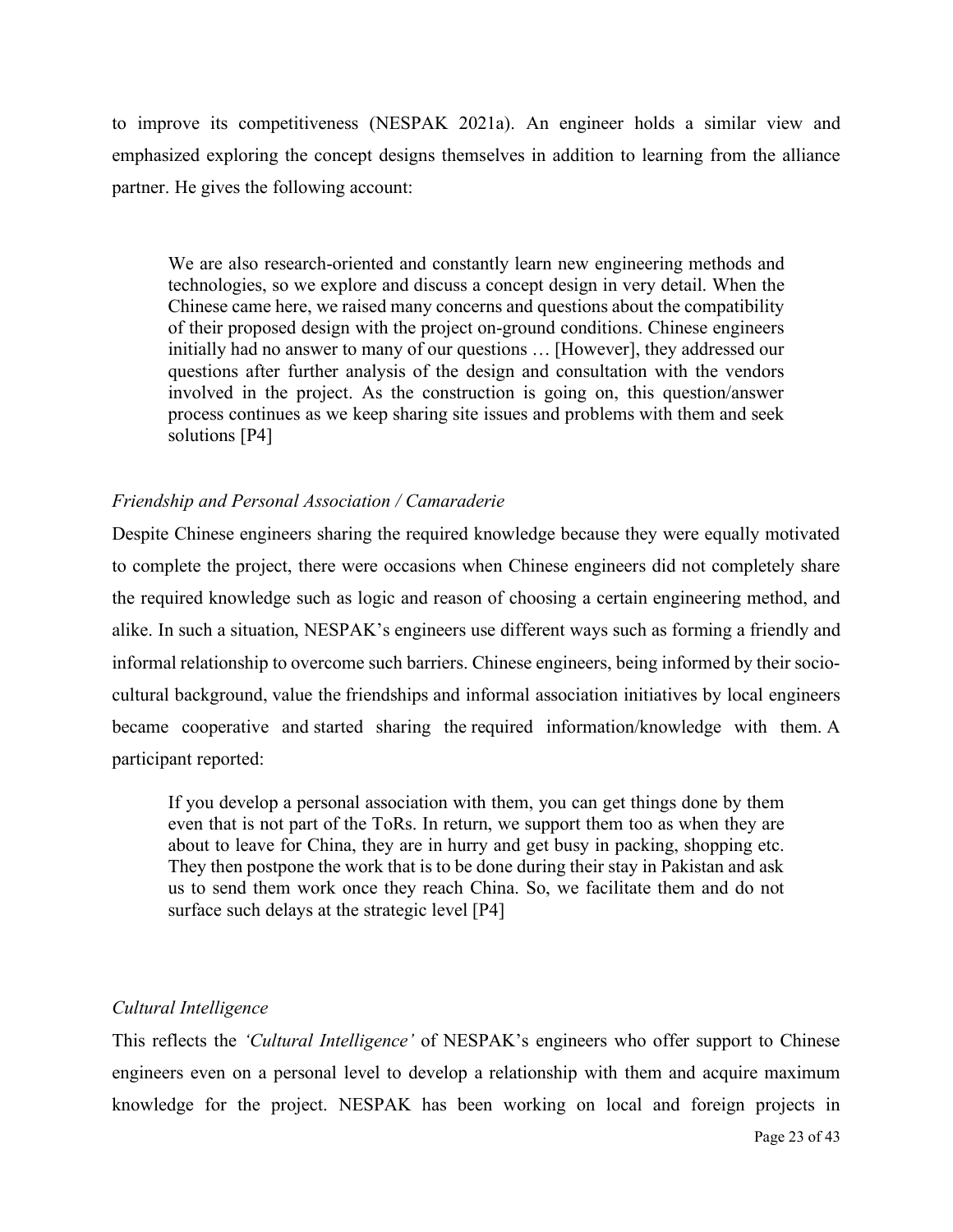to improve its competitiveness (NESPAK 2021a). An engineer holds a similar view and emphasized exploring the concept designs themselves in addition to learning from the alliance partner. He gives the following account:

> We are also research-oriented and constantly learn new engineering methods and technologies, so we explore and discuss a concept design in very detail. When the Chinese came here, we raised many concerns and questions about the compatibility of their proposed design with the project on-ground conditions. Chinese engineers initially had no answer to many of our questions … [However], they addressed our questions after further analysis of the design and consultation with the vendors involved in the project. As the construction is going on, this question/answer process continues as we keep sharing site issues and problems with them and seek solutions [P4]

*Friendship and Personal Association / Camaraderie*

Despite Chinese engineers sharing the required knowledge because they were equally motivated to complete the project, there were occasions when Chinese engineers did not completely share the required knowledge such as logic and reason of choosing a certain engineering method, and alike. In such a situation, NESPAK's engineers use different ways such as forming a friendly and informal relationship to overcome such barriers. Chinese engineers, being informed by their socio-cultural background, value the friendships and informal association initiatives by local engineers became cooperative and started sharing the required information/knowledge with them. A participant reported:

> If you develop a personal association with them, you can get things done by them even that is not part of the ToRs. In return, we support them too as when they are about to leave for China, they are in hurry and get busy in packing, shopping etc. They then postpone the work that is to be done during their stay in Pakistan and ask us to send them work once they reach China. So, we facilitate them and do not surface such delays at the strategic level [P4]

*Cultural Intelligence*

This reflects the *'Cultural Intelligence'* of NESPAK's engineers who offer support to Chinese engineers even on a personal level to develop a relationship with them and acquire maximum knowledge for the project. NESPAK has been working on local and foreign projects in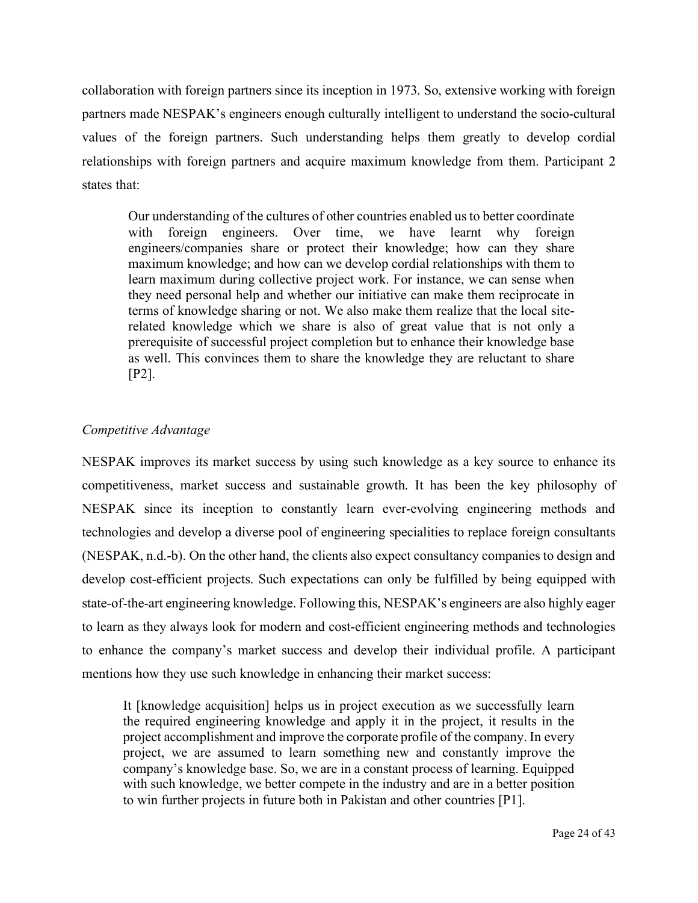collaboration with foreign partners since its inception in 1973. So, extensive working with foreign partners made NESPAK's engineers enough culturally intelligent to understand the socio-cultural values of the foreign partners. Such understanding helps them greatly to develop cordial relationships with foreign partners and acquire maximum knowledge from them. Participant 2 states that:

> Our understanding of the cultures of other countries enabled us to better coordinate with foreign engineers. Over time, we have learnt why foreign engineers/companies share or protect their knowledge; how can they share maximum knowledge; and how can we develop cordial relationships with them to learn maximum during collective project work. For instance, we can sense when they need personal help and whether our initiative can make them reciprocate in terms of knowledge sharing or not. We also make them realize that the local site-related knowledge which we share is also of great value that is not only a prerequisite of successful project completion but to enhance their knowledge base as well. This convinces them to share the knowledge they are reluctant to share [P2].

*Competitive Advantage*

NESPAK improves its market success by using such knowledge as a key source to enhance its competitiveness, market success and sustainable growth. It has been the key philosophy of NESPAK since its inception to constantly learn ever-evolving engineering methods and technologies and develop a diverse pool of engineering specialities to replace foreign consultants (NESPAK, n.d.-b). On the other hand, the clients also expect consultancy companies to design and develop cost-efficient projects. Such expectations can only be fulfilled by being equipped with state-of-the-art engineering knowledge. Following this, NESPAK's engineers are also highly eager to learn as they always look for modern and cost-efficient engineering methods and technologies to enhance the company's market success and develop their individual profile. A participant mentions how they use such knowledge in enhancing their market success:

> It [knowledge acquisition] helps us in project execution as we successfully learn the required engineering knowledge and apply it in the project, it results in the project accomplishment and improve the corporate profile of the company. In every project, we are assumed to learn something new and constantly improve the company's knowledge base. So, we are in a constant process of learning. Equipped with such knowledge, we better compete in the industry and are in a better position to win further projects in future both in Pakistan and other countries [P1].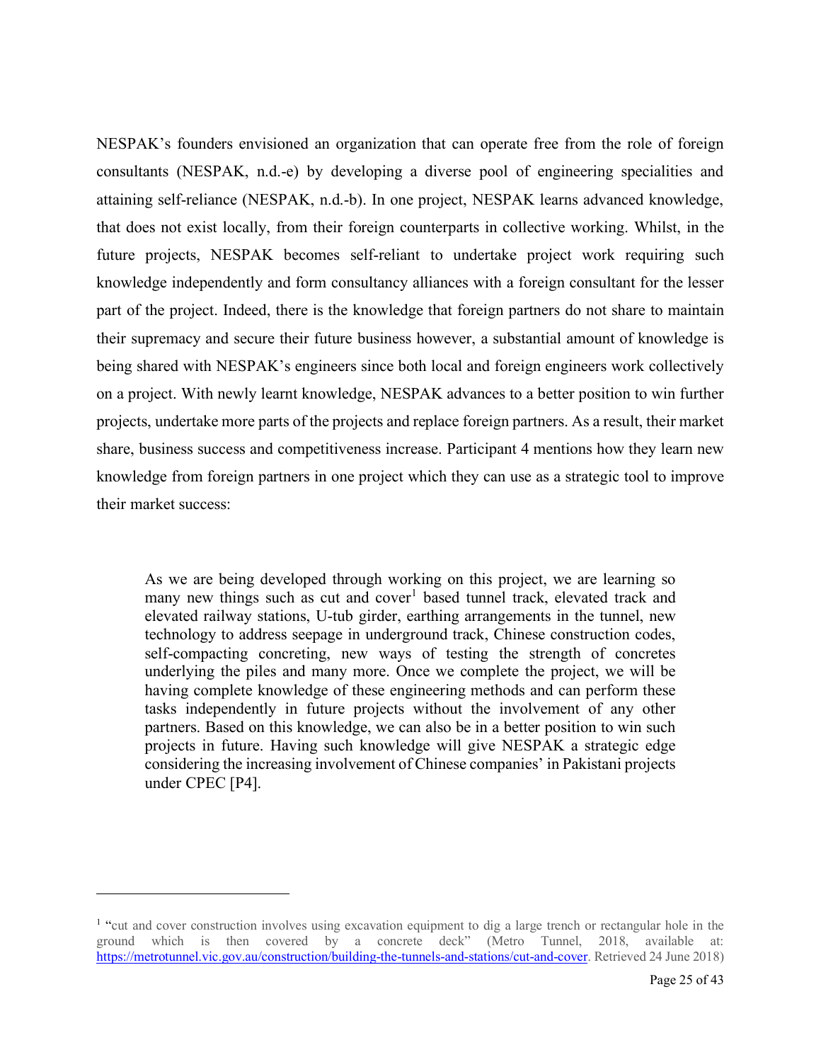NESPAK's founders envisioned an organization that can operate free from the role of foreign consultants (NESPAK, n.d.-e) by developing a diverse pool of engineering specialities and attaining self-reliance (NESPAK, n.d.-b). In one project, NESPAK learns advanced knowledge, that does not exist locally, from their foreign counterparts in collective working. Whilst, in the future projects, NESPAK becomes self-reliant to undertake project work requiring such knowledge independently and form consultancy alliances with a foreign consultant for the lesser part of the project. Indeed, there is the knowledge that foreign partners do not share to maintain their supremacy and secure their future business however, a substantial amount of knowledge is being shared with NESPAK's engineers since both local and foreign engineers work collectively on a project. With newly learnt knowledge, NESPAK advances to a better position to win further projects, undertake more parts of the projects and replace foreign partners. As a result, their market share, business success and competitiveness increase. Participant 4 mentions how they learn new knowledge from foreign partners in one project which they can use as a strategic tool to improve their market success:

> As we are being developed through working on this project, we are learning so many new things such as cut and cover[1] based tunnel track, elevated track and elevated railway stations, U-tub girder, earthing arrangements in the tunnel, new technology to address seepage in underground track, Chinese construction codes, self-compacting concreting, new ways of testing the strength of concretes underlying the piles and many more. Once we complete the project, we will be having complete knowledge of these engineering methods and can perform these tasks independently in future projects without the involvement of any other partners. Based on this knowledge, we can also be in a better position to win such projects in future. Having such knowledge will give NESPAK a strategic edge considering the increasing involvement of Chinese companies' in Pakistani projects under CPEC [P4].

---

[1] "cut and cover construction involves using excavation equipment to dig a large trench or rectangular hole in the ground which is then covered by a concrete deck" (Metro Tunnel, 2018, available at: https://metrotunnel.vic.gov.au/construction/building-the-tunnels-and-stations/cut-and-cover. Retrieved 24 June 2018)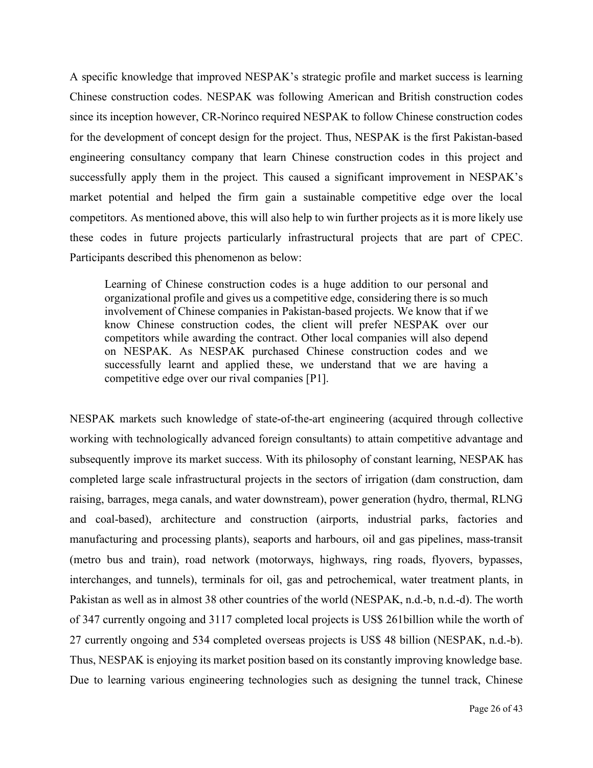A specific knowledge that improved NESPAK's strategic profile and market success is learning Chinese construction codes. NESPAK was following American and British construction codes since its inception however, CR-Norinco required NESPAK to follow Chinese construction codes for the development of concept design for the project. Thus, NESPAK is the first Pakistan-based engineering consultancy company that learn Chinese construction codes in this project and successfully apply them in the project. This caused a significant improvement in NESPAK's market potential and helped the firm gain a sustainable competitive edge over the local competitors. As mentioned above, this will also help to win further projects as it is more likely use these codes in future projects particularly infrastructural projects that are part of CPEC. Participants described this phenomenon as below:

> Learning of Chinese construction codes is a huge addition to our personal and organizational profile and gives us a competitive edge, considering there is so much involvement of Chinese companies in Pakistan-based projects. We know that if we know Chinese construction codes, the client will prefer NESPAK over our competitors while awarding the contract. Other local companies will also depend on NESPAK. As NESPAK purchased Chinese construction codes and we successfully learnt and applied these, we understand that we are having a competitive edge over our rival companies [P1].

NESPAK markets such knowledge of state-of-the-art engineering (acquired through collective working with technologically advanced foreign consultants) to attain competitive advantage and subsequently improve its market success. With its philosophy of constant learning, NESPAK has completed large scale infrastructural projects in the sectors of irrigation (dam construction, dam raising, barrages, mega canals, and water downstream), power generation (hydro, thermal, RLNG and coal-based), architecture and construction (airports, industrial parks, factories and manufacturing and processing plants), seaports and harbours, oil and gas pipelines, mass-transit (metro bus and train), road network (motorways, highways, ring roads, flyovers, bypasses, interchanges, and tunnels), terminals for oil, gas and petrochemical, water treatment plants, in Pakistan as well as in almost 38 other countries of the world (NESPAK, n.d.-b, n.d.-d). The worth of 347 currently ongoing and 3117 completed local projects is US$ 261billion while the worth of 27 currently ongoing and 534 completed overseas projects is US$ 48 billion (NESPAK, n.d.-b). Thus, NESPAK is enjoying its market position based on its constantly improving knowledge base. Due to learning various engineering technologies such as designing the tunnel track, Chinese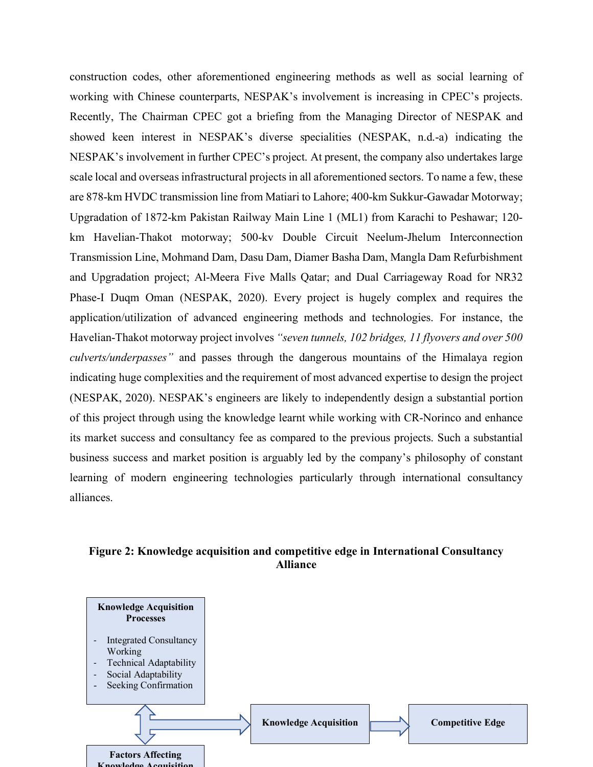construction codes, other aforementioned engineering methods as well as social learning of working with Chinese counterparts, NESPAK's involvement is increasing in CPEC's projects. Recently, The Chairman CPEC got a briefing from the Managing Director of NESPAK and showed keen interest in NESPAK's diverse specialities (NESPAK, n.d.-a) indicating the NESPAK's involvement in further CPEC's project. At present, the company also undertakes large scale local and overseas infrastructural projects in all aforementioned sectors. To name a few, these are 878-km HVDC transmission line from Matiari to Lahore; 400-km Sukkur-Gawadar Motorway; Upgradation of 1872-km Pakistan Railway Main Line 1 (ML1) from Karachi to Peshawar; 120-km Havelian-Thakot motorway; 500-kv Double Circuit Neelum-Jhelum Interconnection Transmission Line, Mohmand Dam, Dasu Dam, Diamer Basha Dam, Mangla Dam Refurbishment and Upgradation project; Al-Meera Five Malls Qatar; and Dual Carriageway Road for NR32 Phase-I Duqm Oman (NESPAK, 2020). Every project is hugely complex and requires the application/utilization of advanced engineering methods and technologies. For instance, the Havelian-Thakot motorway project involves *"seven tunnels, 102 bridges, 11 flyovers and over 500 culverts/underpasses"* and passes through the dangerous mountains of the Himalaya region indicating huge complexities and the requirement of most advanced expertise to design the project (NESPAK, 2020). NESPAK's engineers are likely to independently design a substantial portion of this project through using the knowledge learnt while working with CR-Norinco and enhance its market success and consultancy fee as compared to the previous projects. Such a substantial business success and market position is arguably led by the company's philosophy of constant learning of modern engineering technologies particularly through international consultancy alliances.

**Figure 2: Knowledge acquisition and competitive edge in International Consultancy Alliance**

**Knowledge Acquisition Processes**

- Integrated Consultancy Working
- Technical Adaptability
- Social Adaptability
- Seeking Confirmation

**Knowledge Acquisition**

**Competitive Edge**

**Factors Affecting Knowledge Acquisition**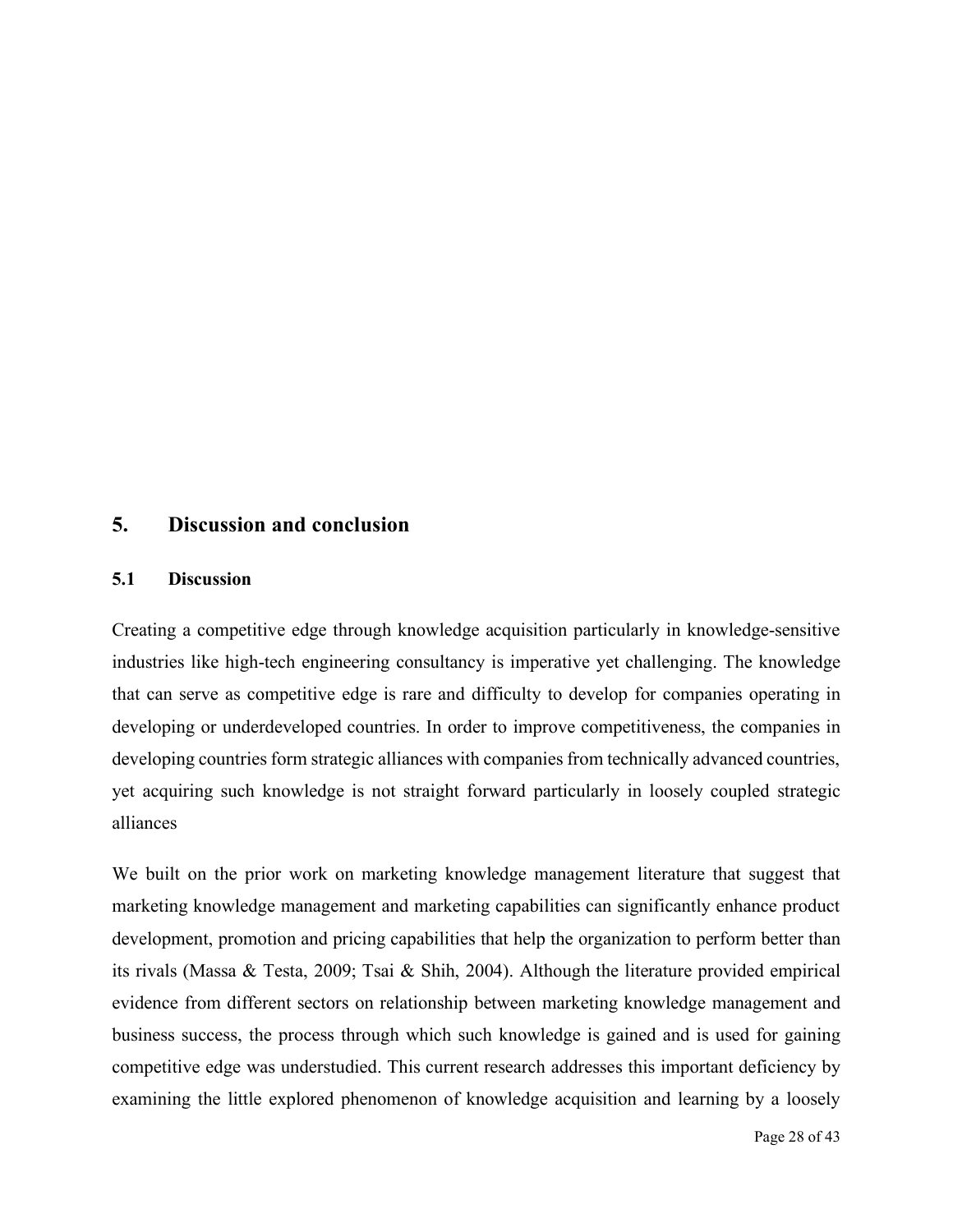## 5. Discussion and conclusion

### 5.1 Discussion

Creating a competitive edge through knowledge acquisition particularly in knowledge-sensitive industries like high-tech engineering consultancy is imperative yet challenging. The knowledge that can serve as competitive edge is rare and difficulty to develop for companies operating in developing or underdeveloped countries. In order to improve competitiveness, the companies in developing countries form strategic alliances with companies from technically advanced countries, yet acquiring such knowledge is not straight forward particularly in loosely coupled strategic alliances

We built on the prior work on marketing knowledge management literature that suggest that marketing knowledge management and marketing capabilities can significantly enhance product development, promotion and pricing capabilities that help the organization to perform better than its rivals (Massa & Testa, 2009; Tsai & Shih, 2004). Although the literature provided empirical evidence from different sectors on relationship between marketing knowledge management and business success, the process through which such knowledge is gained and is used for gaining competitive edge was understudied. This current research addresses this important deficiency by examining the little explored phenomenon of knowledge acquisition and learning by a loosely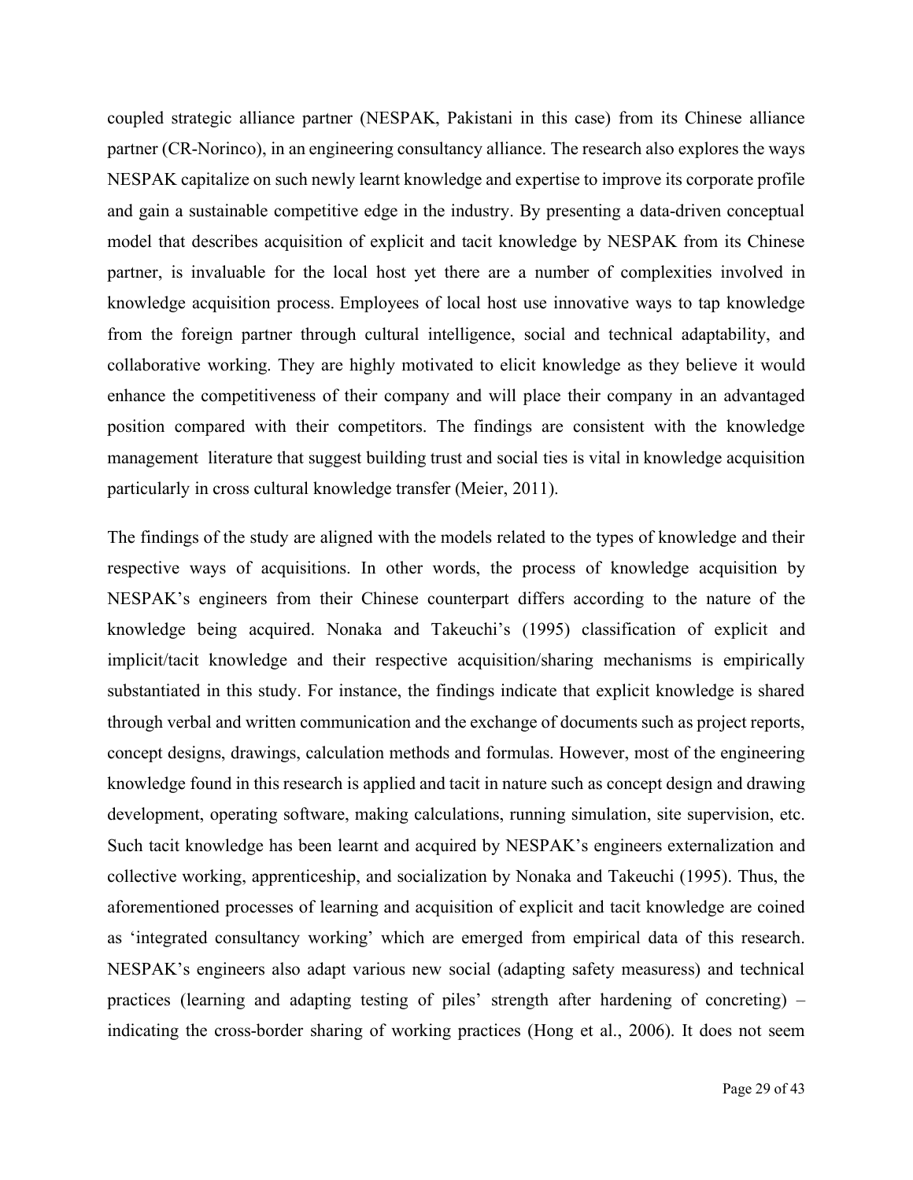coupled strategic alliance partner (NESPAK, Pakistani in this case) from its Chinese alliance partner (CR-Norinco), in an engineering consultancy alliance. The research also explores the ways NESPAK capitalize on such newly learnt knowledge and expertise to improve its corporate profile and gain a sustainable competitive edge in the industry. By presenting a data-driven conceptual model that describes acquisition of explicit and tacit knowledge by NESPAK from its Chinese partner, is invaluable for the local host yet there are a number of complexities involved in knowledge acquisition process. Employees of local host use innovative ways to tap knowledge from the foreign partner through cultural intelligence, social and technical adaptability, and collaborative working. They are highly motivated to elicit knowledge as they believe it would enhance the competitiveness of their company and will place their company in an advantaged position compared with their competitors. The findings are consistent with the knowledge management literature that suggest building trust and social ties is vital in knowledge acquisition particularly in cross cultural knowledge transfer (Meier, 2011).

The findings of the study are aligned with the models related to the types of knowledge and their respective ways of acquisitions. In other words, the process of knowledge acquisition by NESPAK's engineers from their Chinese counterpart differs according to the nature of the knowledge being acquired. Nonaka and Takeuchi's (1995) classification of explicit and implicit/tacit knowledge and their respective acquisition/sharing mechanisms is empirically substantiated in this study. For instance, the findings indicate that explicit knowledge is shared through verbal and written communication and the exchange of documents such as project reports, concept designs, drawings, calculation methods and formulas. However, most of the engineering knowledge found in this research is applied and tacit in nature such as concept design and drawing development, operating software, making calculations, running simulation, site supervision, etc. Such tacit knowledge has been learnt and acquired by NESPAK's engineers externalization and collective working, apprenticeship, and socialization by Nonaka and Takeuchi (1995). Thus, the aforementioned processes of learning and acquisition of explicit and tacit knowledge are coined as 'integrated consultancy working' which are emerged from empirical data of this research. NESPAK's engineers also adapt various new social (adapting safety measuress) and technical practices (learning and adapting testing of piles' strength after hardening of concreting) – indicating the cross-border sharing of working practices (Hong et al., 2006). It does not seem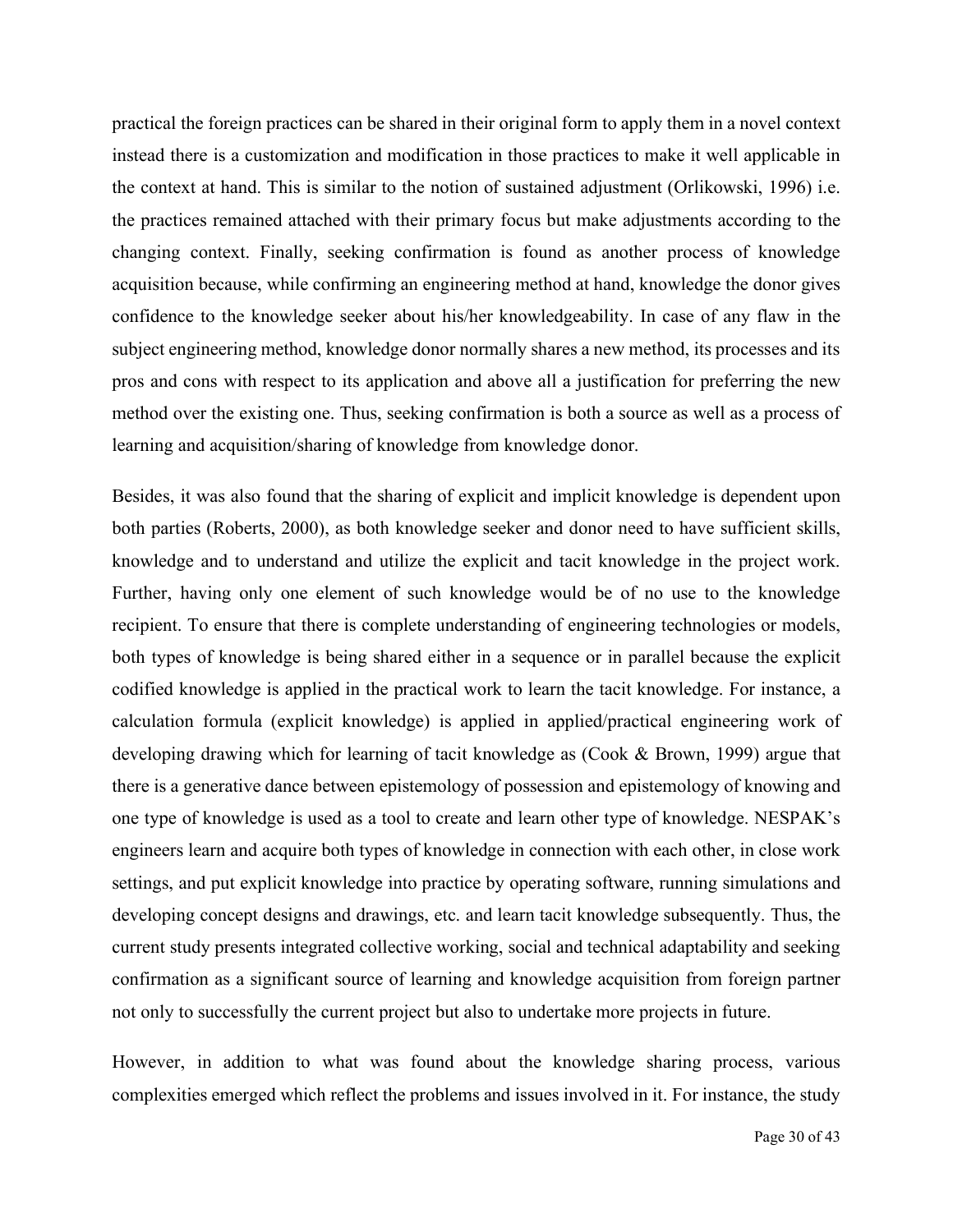practical the foreign practices can be shared in their original form to apply them in a novel context instead there is a customization and modification in those practices to make it well applicable in the context at hand. This is similar to the notion of sustained adjustment (Orlikowski, 1996) i.e. the practices remained attached with their primary focus but make adjustments according to the changing context. Finally, seeking confirmation is found as another process of knowledge acquisition because, while confirming an engineering method at hand, knowledge the donor gives confidence to the knowledge seeker about his/her knowledgeability. In case of any flaw in the subject engineering method, knowledge donor normally shares a new method, its processes and its pros and cons with respect to its application and above all a justification for preferring the new method over the existing one. Thus, seeking confirmation is both a source as well as a process of learning and acquisition/sharing of knowledge from knowledge donor.

Besides, it was also found that the sharing of explicit and implicit knowledge is dependent upon both parties (Roberts, 2000), as both knowledge seeker and donor need to have sufficient skills, knowledge and to understand and utilize the explicit and tacit knowledge in the project work. Further, having only one element of such knowledge would be of no use to the knowledge recipient. To ensure that there is complete understanding of engineering technologies or models, both types of knowledge is being shared either in a sequence or in parallel because the explicit codified knowledge is applied in the practical work to learn the tacit knowledge. For instance, a calculation formula (explicit knowledge) is applied in applied/practical engineering work of developing drawing which for learning of tacit knowledge as (Cook & Brown, 1999) argue that there is a generative dance between epistemology of possession and epistemology of knowing and one type of knowledge is used as a tool to create and learn other type of knowledge. NESPAK's engineers learn and acquire both types of knowledge in connection with each other, in close work settings, and put explicit knowledge into practice by operating software, running simulations and developing concept designs and drawings, etc. and learn tacit knowledge subsequently. Thus, the current study presents integrated collective working, social and technical adaptability and seeking confirmation as a significant source of learning and knowledge acquisition from foreign partner not only to successfully the current project but also to undertake more projects in future.

However, in addition to what was found about the knowledge sharing process, various complexities emerged which reflect the problems and issues involved in it. For instance, the study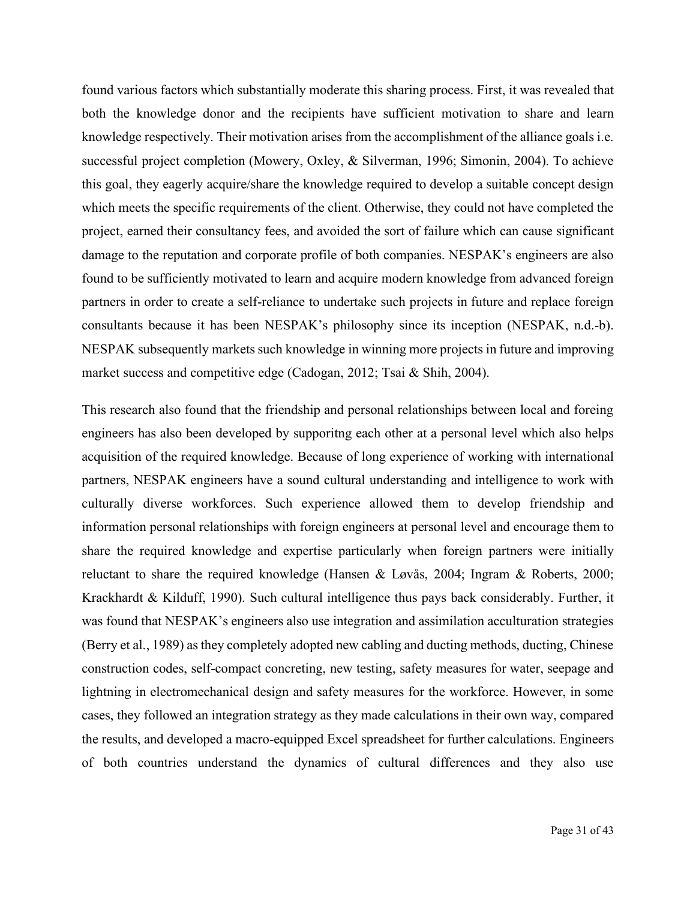found various factors which substantially moderate this sharing process. First, it was revealed that both the knowledge donor and the recipients have sufficient motivation to share and learn knowledge respectively. Their motivation arises from the accomplishment of the alliance goals i.e. successful project completion (Mowery, Oxley, & Silverman, 1996; Simonin, 2004). To achieve this goal, they eagerly acquire/share the knowledge required to develop a suitable concept design which meets the specific requirements of the client. Otherwise, they could not have completed the project, earned their consultancy fees, and avoided the sort of failure which can cause significant damage to the reputation and corporate profile of both companies. NESPAK's engineers are also found to be sufficiently motivated to learn and acquire modern knowledge from advanced foreign partners in order to create a self-reliance to undertake such projects in future and replace foreign consultants because it has been NESPAK's philosophy since its inception (NESPAK, n.d.-b). NESPAK subsequently markets such knowledge in winning more projects in future and improving market success and competitive edge (Cadogan, 2012; Tsai & Shih, 2004).

This research also found that the friendship and personal relationships between local and foreing engineers has also been developed by supporitng each other at a personal level which also helps acquisition of the required knowledge. Because of long experience of working with international partners, NESPAK engineers have a sound cultural understanding and intelligence to work with culturally diverse workforces. Such experience allowed them to develop friendship and information personal relationships with foreign engineers at personal level and encourage them to share the required knowledge and expertise particularly when foreign partners were initially reluctant to share the required knowledge (Hansen & Løvås, 2004; Ingram & Roberts, 2000; Krackhardt & Kilduff, 1990). Such cultural intelligence thus pays back considerably. Further, it was found that NESPAK's engineers also use integration and assimilation acculturation strategies (Berry et al., 1989) as they completely adopted new cabling and ducting methods, ducting, Chinese construction codes, self-compact concreting, new testing, safety measures for water, seepage and lightning in electromechanical design and safety measures for the workforce. However, in some cases, they followed an integration strategy as they made calculations in their own way, compared the results, and developed a macro-equipped Excel spreadsheet for further calculations. Engineers of both countries understand the dynamics of cultural differences and they also use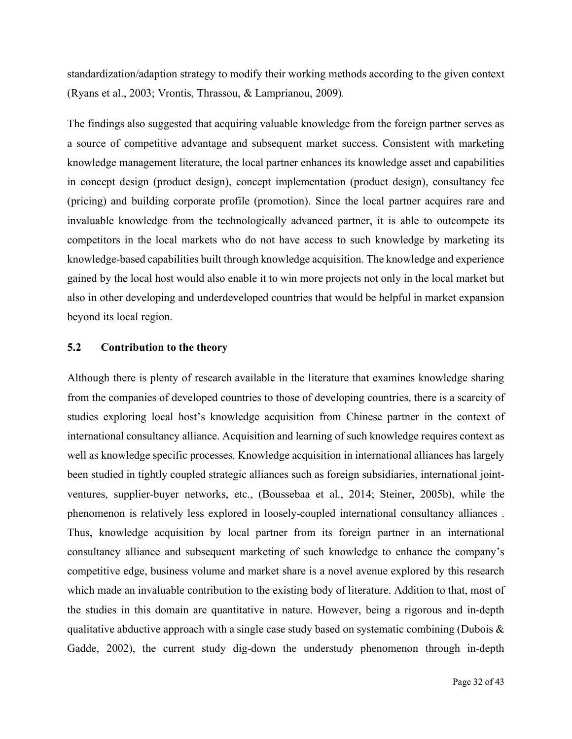standardization/adaption strategy to modify their working methods according to the given context (Ryans et al., 2003; Vrontis, Thrassou, & Lamprianou, 2009).

The findings also suggested that acquiring valuable knowledge from the foreign partner serves as a source of competitive advantage and subsequent market success. Consistent with marketing knowledge management literature, the local partner enhances its knowledge asset and capabilities in concept design (product design), concept implementation (product design), consultancy fee (pricing) and building corporate profile (promotion). Since the local partner acquires rare and invaluable knowledge from the technologically advanced partner, it is able to outcompete its competitors in the local markets who do not have access to such knowledge by marketing its knowledge-based capabilities built through knowledge acquisition. The knowledge and experience gained by the local host would also enable it to win more projects not only in the local market but also in other developing and underdeveloped countries that would be helpful in market expansion beyond its local region.

## 5.2 Contribution to the theory

Although there is plenty of research available in the literature that examines knowledge sharing from the companies of developed countries to those of developing countries, there is a scarcity of studies exploring local host's knowledge acquisition from Chinese partner in the context of international consultancy alliance. Acquisition and learning of such knowledge requires context as well as knowledge specific processes. Knowledge acquisition in international alliances has largely been studied in tightly coupled strategic alliances such as foreign subsidiaries, international joint-ventures, supplier-buyer networks, etc., (Boussebaa et al., 2014; Steiner, 2005b), while the phenomenon is relatively less explored in loosely-coupled international consultancy alliances . Thus, knowledge acquisition by local partner from its foreign partner in an international consultancy alliance and subsequent marketing of such knowledge to enhance the company's competitive edge, business volume and market share is a novel avenue explored by this research which made an invaluable contribution to the existing body of literature. Addition to that, most of the studies in this domain are quantitative in nature. However, being a rigorous and in-depth qualitative abductive approach with a single case study based on systematic combining (Dubois & Gadde, 2002), the current study dig-down the understudy phenomenon through in-depth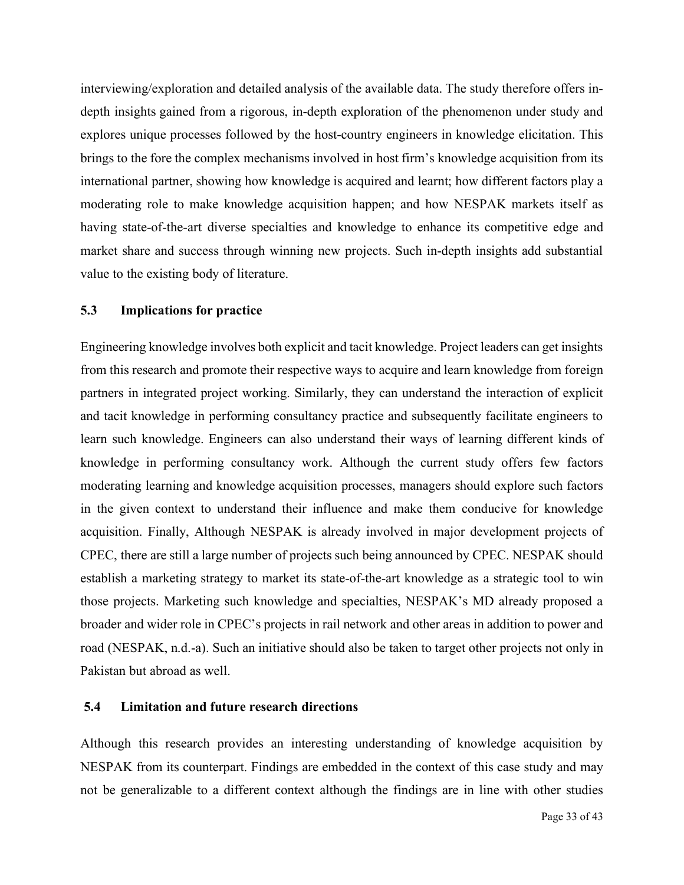interviewing/exploration and detailed analysis of the available data. The study therefore offers in-depth insights gained from a rigorous, in-depth exploration of the phenomenon under study and explores unique processes followed by the host-country engineers in knowledge elicitation. This brings to the fore the complex mechanisms involved in host firm's knowledge acquisition from its international partner, showing how knowledge is acquired and learnt; how different factors play a moderating role to make knowledge acquisition happen; and how NESPAK markets itself as having state-of-the-art diverse specialties and knowledge to enhance its competitive edge and market share and success through winning new projects. Such in-depth insights add substantial value to the existing body of literature.

## 5.3 Implications for practice

Engineering knowledge involves both explicit and tacit knowledge. Project leaders can get insights from this research and promote their respective ways to acquire and learn knowledge from foreign partners in integrated project working. Similarly, they can understand the interaction of explicit and tacit knowledge in performing consultancy practice and subsequently facilitate engineers to learn such knowledge. Engineers can also understand their ways of learning different kinds of knowledge in performing consultancy work. Although the current study offers few factors moderating learning and knowledge acquisition processes, managers should explore such factors in the given context to understand their influence and make them conducive for knowledge acquisition. Finally, Although NESPAK is already involved in major development projects of CPEC, there are still a large number of projects such being announced by CPEC. NESPAK should establish a marketing strategy to market its state-of-the-art knowledge as a strategic tool to win those projects. Marketing such knowledge and specialties, NESPAK's MD already proposed a broader and wider role in CPEC's projects in rail network and other areas in addition to power and road (NESPAK, n.d.-a). Such an initiative should also be taken to target other projects not only in Pakistan but abroad as well.

## 5.4 Limitation and future research directions

Although this research provides an interesting understanding of knowledge acquisition by NESPAK from its counterpart. Findings are embedded in the context of this case study and may not be generalizable to a different context although the findings are in line with other studies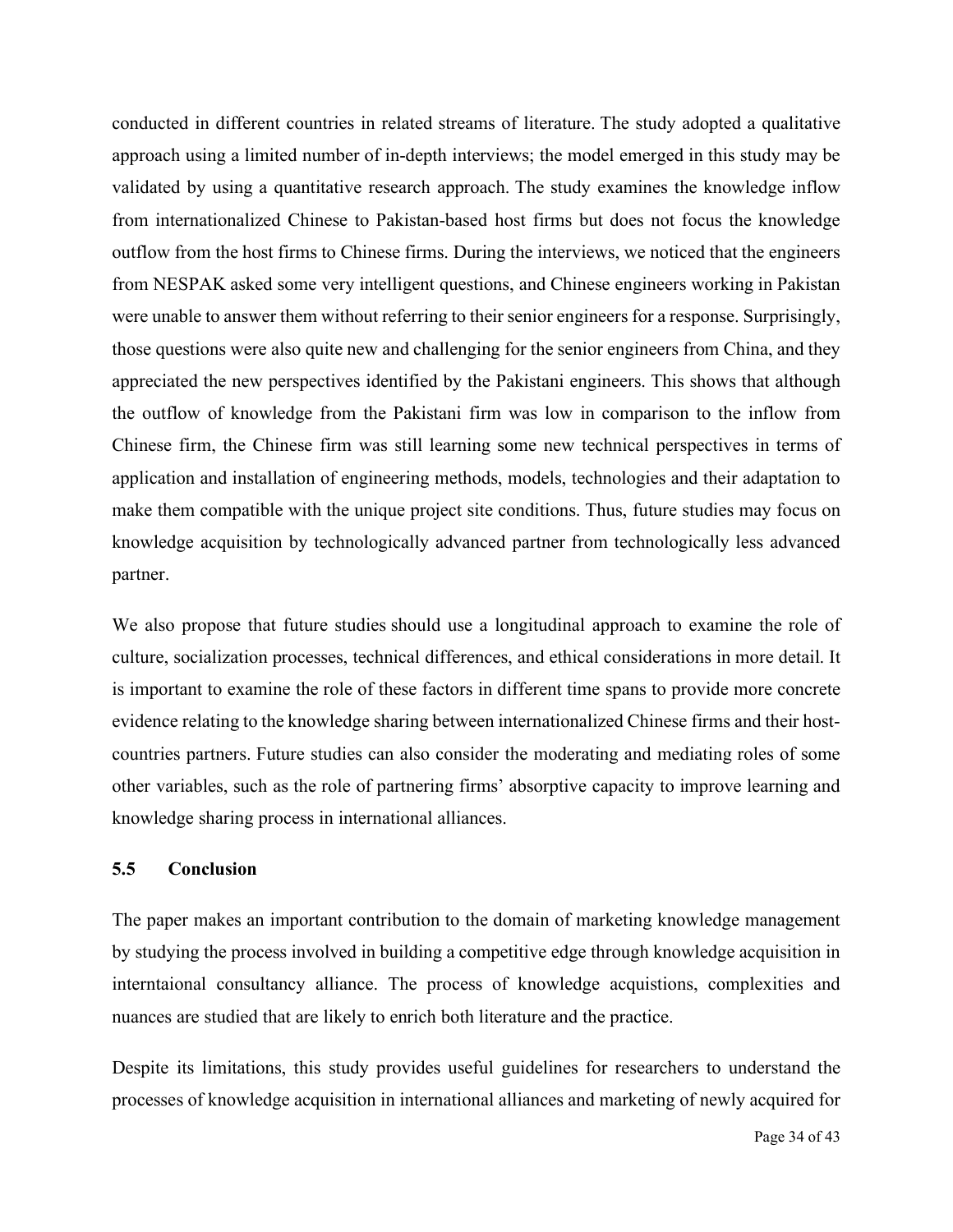conducted in different countries in related streams of literature. The study adopted a qualitative approach using a limited number of in-depth interviews; the model emerged in this study may be validated by using a quantitative research approach. The study examines the knowledge inflow from internationalized Chinese to Pakistan-based host firms but does not focus the knowledge outflow from the host firms to Chinese firms. During the interviews, we noticed that the engineers from NESPAK asked some very intelligent questions, and Chinese engineers working in Pakistan were unable to answer them without referring to their senior engineers for a response. Surprisingly, those questions were also quite new and challenging for the senior engineers from China, and they appreciated the new perspectives identified by the Pakistani engineers. This shows that although the outflow of knowledge from the Pakistani firm was low in comparison to the inflow from Chinese firm, the Chinese firm was still learning some new technical perspectives in terms of application and installation of engineering methods, models, technologies and their adaptation to make them compatible with the unique project site conditions. Thus, future studies may focus on knowledge acquisition by technologically advanced partner from technologically less advanced partner.

We also propose that future studies should use a longitudinal approach to examine the role of culture, socialization processes, technical differences, and ethical considerations in more detail. It is important to examine the role of these factors in different time spans to provide more concrete evidence relating to the knowledge sharing between internationalized Chinese firms and their host-countries partners. Future studies can also consider the moderating and mediating roles of some other variables, such as the role of partnering firms' absorptive capacity to improve learning and knowledge sharing process in international alliances.

### 5.5 Conclusion

The paper makes an important contribution to the domain of marketing knowledge management by studying the process involved in building a competitive edge through knowledge acquisition in interntaional consultancy alliance. The process of knowledge acquistions, complexities and nuances are studied that are likely to enrich both literature and the practice.

Despite its limitations, this study provides useful guidelines for researchers to understand the processes of knowledge acquisition in international alliances and marketing of newly acquired for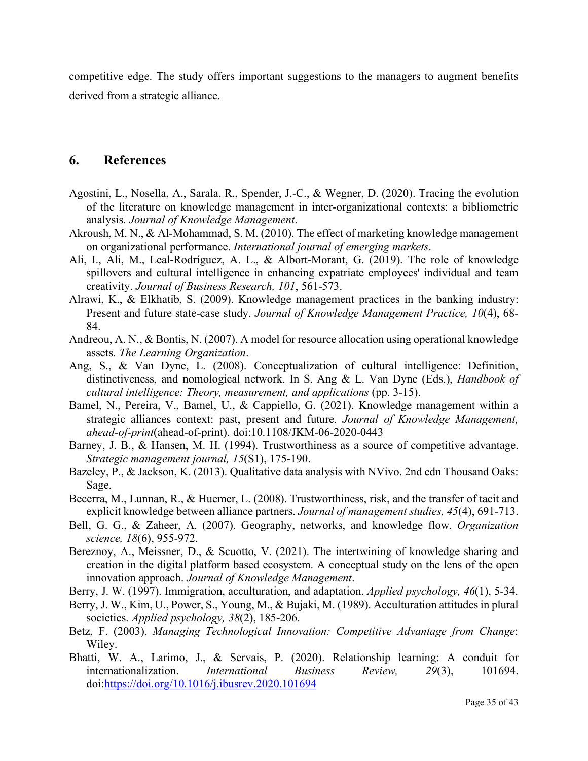competitive edge. The study offers important suggestions to the managers to augment benefits derived from a strategic alliance.

## 6. References

Agostini, L., Nosella, A., Sarala, R., Spender, J.-C., & Wegner, D. (2020). Tracing the evolution of the literature on knowledge management in inter-organizational contexts: a bibliometric analysis. *Journal of Knowledge Management*.

Akroush, M. N., & Al-Mohammad, S. M. (2010). The effect of marketing knowledge management on organizational performance. *International journal of emerging markets*.

Ali, I., Ali, M., Leal-Rodríguez, A. L., & Albort-Morant, G. (2019). The role of knowledge spillovers and cultural intelligence in enhancing expatriate employees' individual and team creativity. *Journal of Business Research, 101*, 561-573.

Alrawi, K., & Elkhatib, S. (2009). Knowledge management practices in the banking industry: Present and future state-case study. *Journal of Knowledge Management Practice, 10*(4), 68-84.

Andreou, A. N., & Bontis, N. (2007). A model for resource allocation using operational knowledge assets. *The Learning Organization*.

Ang, S., & Van Dyne, L. (2008). Conceptualization of cultural intelligence: Definition, distinctiveness, and nomological network. In S. Ang & L. Van Dyne (Eds.), *Handbook of cultural intelligence: Theory, measurement, and applications* (pp. 3-15).

Bamel, N., Pereira, V., Bamel, U., & Cappiello, G. (2021). Knowledge management within a strategic alliances context: past, present and future. *Journal of Knowledge Management, ahead-of-print*(ahead-of-print). doi:10.1108/JKM-06-2020-0443

Barney, J. B., & Hansen, M. H. (1994). Trustworthiness as a source of competitive advantage. *Strategic management journal, 15*(S1), 175-190.

Bazeley, P., & Jackson, K. (2013). Qualitative data analysis with NVivo. 2nd edn Thousand Oaks: Sage.

Becerra, M., Lunnan, R., & Huemer, L. (2008). Trustworthiness, risk, and the transfer of tacit and explicit knowledge between alliance partners. *Journal of management studies, 45*(4), 691-713.

Bell, G. G., & Zaheer, A. (2007). Geography, networks, and knowledge flow. *Organization science, 18*(6), 955-972.

Bereznoy, A., Meissner, D., & Scuotto, V. (2021). The intertwining of knowledge sharing and creation in the digital platform based ecosystem. A conceptual study on the lens of the open innovation approach. *Journal of Knowledge Management*.

Berry, J. W. (1997). Immigration, acculturation, and adaptation. *Applied psychology, 46*(1), 5-34.

Berry, J. W., Kim, U., Power, S., Young, M., & Bujaki, M. (1989). Acculturation attitudes in plural societies. *Applied psychology, 38*(2), 185-206.

Betz, F. (2003). *Managing Technological Innovation: Competitive Advantage from Change*: Wiley.

Bhatti, W. A., Larimo, J., & Servais, P. (2020). Relationship learning: A conduit for internationalization. *International Business Review, 29*(3), 101694. doi:https://doi.org/10.1016/j.ibusrev.2020.101694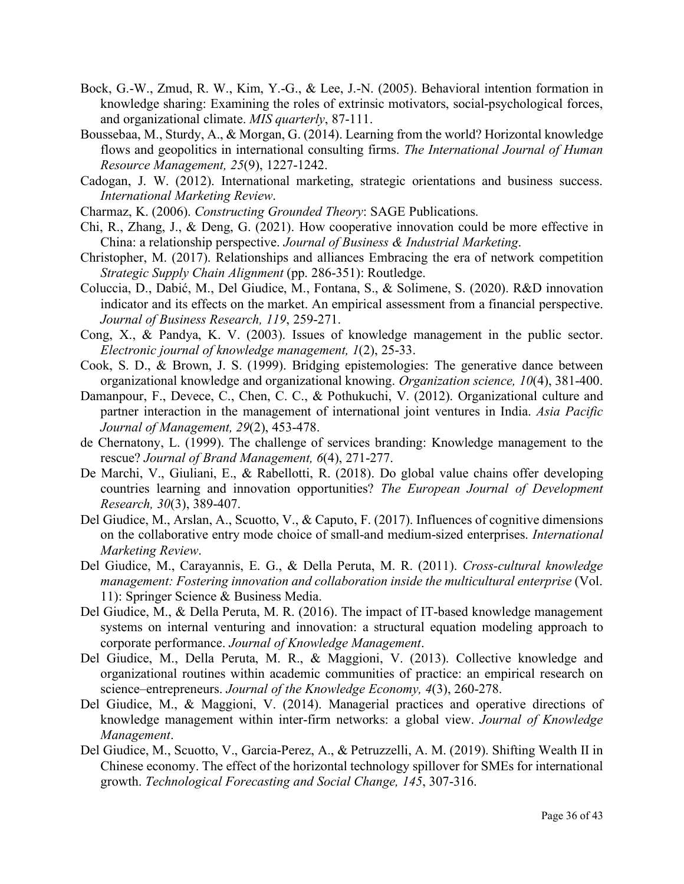Bock, G.-W., Zmud, R. W., Kim, Y.-G., & Lee, J.-N. (2005). Behavioral intention formation in knowledge sharing: Examining the roles of extrinsic motivators, social-psychological forces, and organizational climate. *MIS quarterly*, 87-111.

Boussebaa, M., Sturdy, A., & Morgan, G. (2014). Learning from the world? Horizontal knowledge flows and geopolitics in international consulting firms. *The International Journal of Human Resource Management, 25*(9), 1227-1242.

Cadogan, J. W. (2012). International marketing, strategic orientations and business success. *International Marketing Review*.

Charmaz, K. (2006). *Constructing Grounded Theory*: SAGE Publications.

Chi, R., Zhang, J., & Deng, G. (2021). How cooperative innovation could be more effective in China: a relationship perspective. *Journal of Business & Industrial Marketing*.

Christopher, M. (2017). Relationships and alliances Embracing the era of network competition *Strategic Supply Chain Alignment* (pp. 286-351): Routledge.

Coluccia, D., Dabić, M., Del Giudice, M., Fontana, S., & Solimene, S. (2020). R&D innovation indicator and its effects on the market. An empirical assessment from a financial perspective. *Journal of Business Research, 119*, 259-271.

Cong, X., & Pandya, K. V. (2003). Issues of knowledge management in the public sector. *Electronic journal of knowledge management, 1*(2), 25-33.

Cook, S. D., & Brown, J. S. (1999). Bridging epistemologies: The generative dance between organizational knowledge and organizational knowing. *Organization science, 10*(4), 381-400.

Damanpour, F., Devece, C., Chen, C. C., & Pothukuchi, V. (2012). Organizational culture and partner interaction in the management of international joint ventures in India. *Asia Pacific Journal of Management, 29*(2), 453-478.

de Chernatony, L. (1999). The challenge of services branding: Knowledge management to the rescue? *Journal of Brand Management, 6*(4), 271-277.

De Marchi, V., Giuliani, E., & Rabellotti, R. (2018). Do global value chains offer developing countries learning and innovation opportunities? *The European Journal of Development Research, 30*(3), 389-407.

Del Giudice, M., Arslan, A., Scuotto, V., & Caputo, F. (2017). Influences of cognitive dimensions on the collaborative entry mode choice of small-and medium-sized enterprises. *International Marketing Review*.

Del Giudice, M., Carayannis, E. G., & Della Peruta, M. R. (2011). *Cross-cultural knowledge management: Fostering innovation and collaboration inside the multicultural enterprise* (Vol. 11): Springer Science & Business Media.

Del Giudice, M., & Della Peruta, M. R. (2016). The impact of IT-based knowledge management systems on internal venturing and innovation: a structural equation modeling approach to corporate performance. *Journal of Knowledge Management*.

Del Giudice, M., Della Peruta, M. R., & Maggioni, V. (2013). Collective knowledge and organizational routines within academic communities of practice: an empirical research on science–entrepreneurs. *Journal of the Knowledge Economy, 4*(3), 260-278.

Del Giudice, M., & Maggioni, V. (2014). Managerial practices and operative directions of knowledge management within inter-firm networks: a global view. *Journal of Knowledge Management*.

Del Giudice, M., Scuotto, V., Garcia-Perez, A., & Petruzzelli, A. M. (2019). Shifting Wealth II in Chinese economy. The effect of the horizontal technology spillover for SMEs for international growth. *Technological Forecasting and Social Change, 145*, 307-316.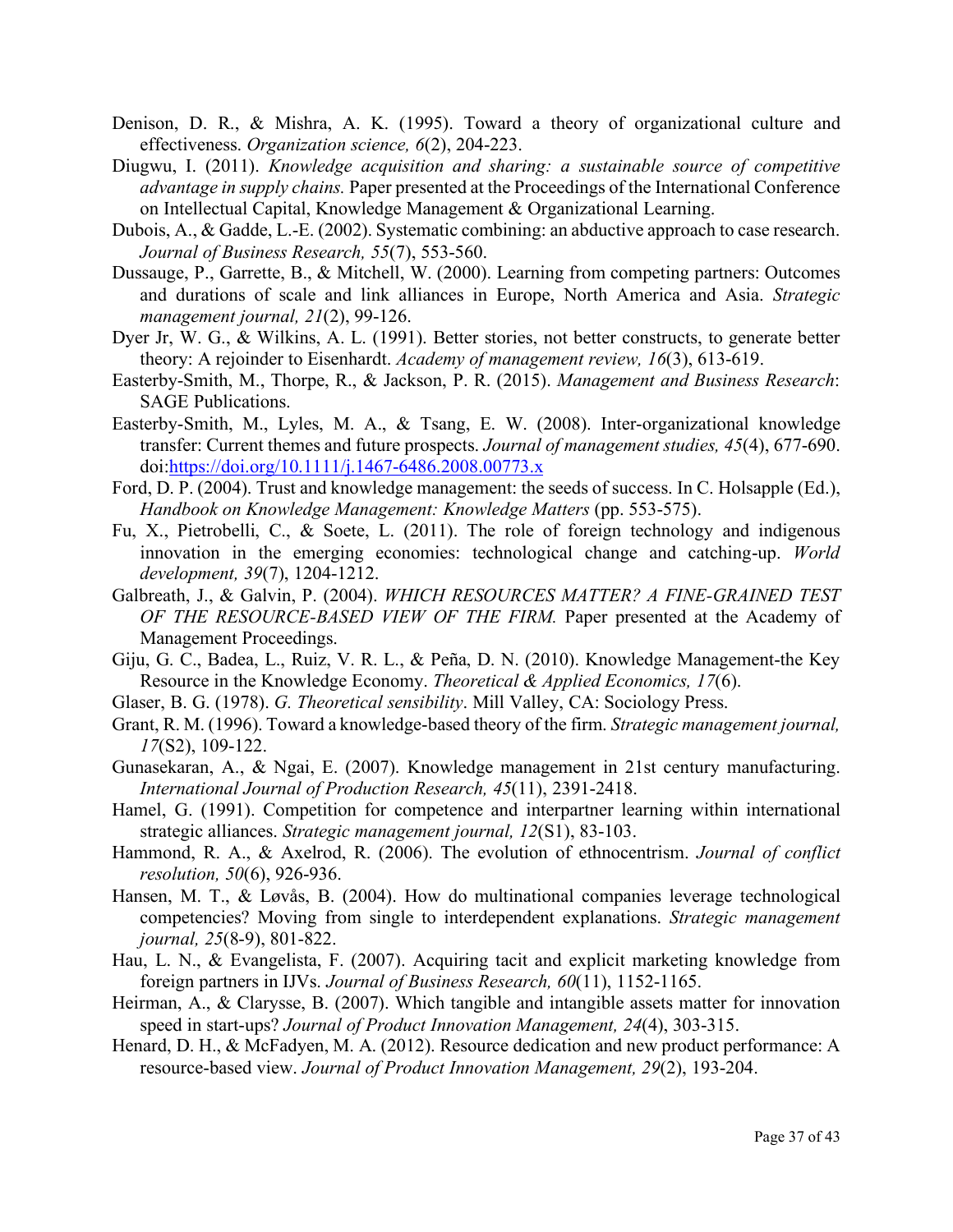Denison, D. R., & Mishra, A. K. (1995). Toward a theory of organizational culture and effectiveness. *Organization science, 6*(2), 204-223.

Diugwu, I. (2011). *Knowledge acquisition and sharing: a sustainable source of competitive advantage in supply chains.* Paper presented at the Proceedings of the International Conference on Intellectual Capital, Knowledge Management & Organizational Learning.

Dubois, A., & Gadde, L.-E. (2002). Systematic combining: an abductive approach to case research. *Journal of Business Research, 55*(7), 553-560.

Dussauge, P., Garrette, B., & Mitchell, W. (2000). Learning from competing partners: Outcomes and durations of scale and link alliances in Europe, North America and Asia. *Strategic management journal, 21*(2), 99-126.

Dyer Jr, W. G., & Wilkins, A. L. (1991). Better stories, not better constructs, to generate better theory: A rejoinder to Eisenhardt. *Academy of management review, 16*(3), 613-619.

Easterby-Smith, M., Thorpe, R., & Jackson, P. R. (2015). *Management and Business Research*: SAGE Publications.

Easterby-Smith, M., Lyles, M. A., & Tsang, E. W. (2008). Inter-organizational knowledge transfer: Current themes and future prospects. *Journal of management studies, 45*(4), 677-690. doi:https://doi.org/10.1111/j.1467-6486.2008.00773.x

Ford, D. P. (2004). Trust and knowledge management: the seeds of success. In C. Holsapple (Ed.), *Handbook on Knowledge Management: Knowledge Matters* (pp. 553-575).

Fu, X., Pietrobelli, C., & Soete, L. (2011). The role of foreign technology and indigenous innovation in the emerging economies: technological change and catching-up. *World development, 39*(7), 1204-1212.

Galbreath, J., & Galvin, P. (2004). *WHICH RESOURCES MATTER? A FINE-GRAINED TEST OF THE RESOURCE-BASED VIEW OF THE FIRM.* Paper presented at the Academy of Management Proceedings.

Giju, G. C., Badea, L., Ruiz, V. R. L., & Peña, D. N. (2010). Knowledge Management-the Key Resource in the Knowledge Economy. *Theoretical & Applied Economics, 17*(6).

Glaser, B. G. (1978). *G. Theoretical sensibility*. Mill Valley, CA: Sociology Press.

Grant, R. M. (1996). Toward a knowledge-based theory of the firm. *Strategic management journal, 17*(S2), 109-122.

Gunasekaran, A., & Ngai, E. (2007). Knowledge management in 21st century manufacturing. *International Journal of Production Research, 45*(11), 2391-2418.

Hamel, G. (1991). Competition for competence and interpartner learning within international strategic alliances. *Strategic management journal, 12*(S1), 83-103.

Hammond, R. A., & Axelrod, R. (2006). The evolution of ethnocentrism. *Journal of conflict resolution, 50*(6), 926-936.

Hansen, M. T., & Løvås, B. (2004). How do multinational companies leverage technological competencies? Moving from single to interdependent explanations. *Strategic management journal, 25*(8-9), 801-822.

Hau, L. N., & Evangelista, F. (2007). Acquiring tacit and explicit marketing knowledge from foreign partners in IJVs. *Journal of Business Research, 60*(11), 1152-1165.

Heirman, A., & Clarysse, B. (2007). Which tangible and intangible assets matter for innovation speed in start-ups? *Journal of Product Innovation Management, 24*(4), 303-315.

Henard, D. H., & McFadyen, M. A. (2012). Resource dedication and new product performance: A resource-based view. *Journal of Product Innovation Management, 29*(2), 193-204.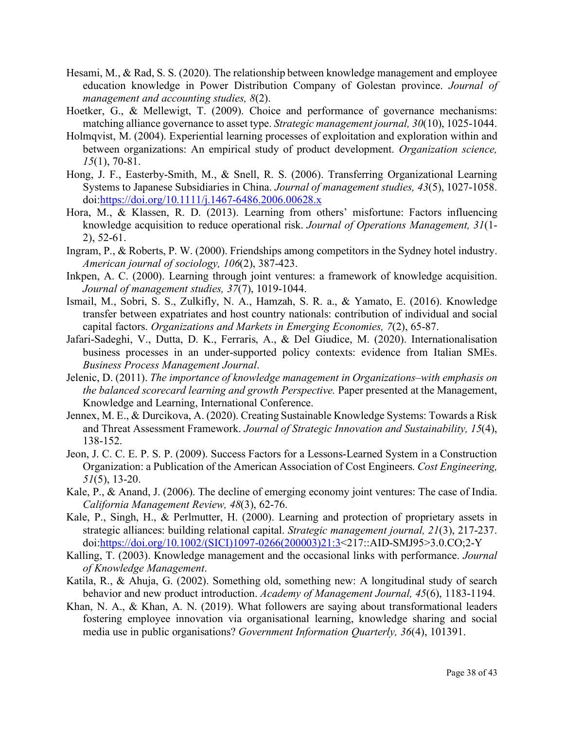Hesami, M., & Rad, S. S. (2020). The relationship between knowledge management and employee education knowledge in Power Distribution Company of Golestan province. *Journal of management and accounting studies, 8*(2).

Hoetker, G., & Mellewigt, T. (2009). Choice and performance of governance mechanisms: matching alliance governance to asset type. *Strategic management journal, 30*(10), 1025-1044.

Holmqvist, M. (2004). Experiential learning processes of exploitation and exploration within and between organizations: An empirical study of product development. *Organization science, 15*(1), 70-81.

Hong, J. F., Easterby-Smith, M., & Snell, R. S. (2006). Transferring Organizational Learning Systems to Japanese Subsidiaries in China. *Journal of management studies, 43*(5), 1027-1058. doi:https://doi.org/10.1111/j.1467-6486.2006.00628.x

Hora, M., & Klassen, R. D. (2013). Learning from others' misfortune: Factors influencing knowledge acquisition to reduce operational risk. *Journal of Operations Management, 31*(1-2), 52-61.

Ingram, P., & Roberts, P. W. (2000). Friendships among competitors in the Sydney hotel industry. *American journal of sociology, 106*(2), 387-423.

Inkpen, A. C. (2000). Learning through joint ventures: a framework of knowledge acquisition. *Journal of management studies, 37*(7), 1019-1044.

Ismail, M., Sobri, S. S., Zulkifly, N. A., Hamzah, S. R. a., & Yamato, E. (2016). Knowledge transfer between expatriates and host country nationals: contribution of individual and social capital factors. *Organizations and Markets in Emerging Economies, 7*(2), 65-87.

Jafari-Sadeghi, V., Dutta, D. K., Ferraris, A., & Del Giudice, M. (2020). Internationalisation business processes in an under-supported policy contexts: evidence from Italian SMEs. *Business Process Management Journal*.

Jelenic, D. (2011). *The importance of knowledge management in Organizations–with emphasis on the balanced scorecard learning and growth Perspective.* Paper presented at the Management, Knowledge and Learning, International Conference.

Jennex, M. E., & Durcikova, A. (2020). Creating Sustainable Knowledge Systems: Towards a Risk and Threat Assessment Framework. *Journal of Strategic Innovation and Sustainability, 15*(4), 138-152.

Jeon, J. C. C. E. P. S. P. (2009). Success Factors for a Lessons-Learned System in a Construction Organization: a Publication of the American Association of Cost Engineers. *Cost Engineering, 51*(5), 13-20.

Kale, P., & Anand, J. (2006). The decline of emerging economy joint ventures: The case of India. *California Management Review, 48*(3), 62-76.

Kale, P., Singh, H., & Perlmutter, H. (2000). Learning and protection of proprietary assets in strategic alliances: building relational capital. *Strategic management journal, 21*(3), 217-237. doi:https://doi.org/10.1002/(SICI)1097-0266(200003)21:3<217::AID-SMJ95>3.0.CO;2-Y

Kalling, T. (2003). Knowledge management and the occasional links with performance. *Journal of Knowledge Management*.

Katila, R., & Ahuja, G. (2002). Something old, something new: A longitudinal study of search behavior and new product introduction. *Academy of Management Journal, 45*(6), 1183-1194.

Khan, N. A., & Khan, A. N. (2019). What followers are saying about transformational leaders fostering employee innovation via organisational learning, knowledge sharing and social media use in public organisations? *Government Information Quarterly, 36*(4), 101391.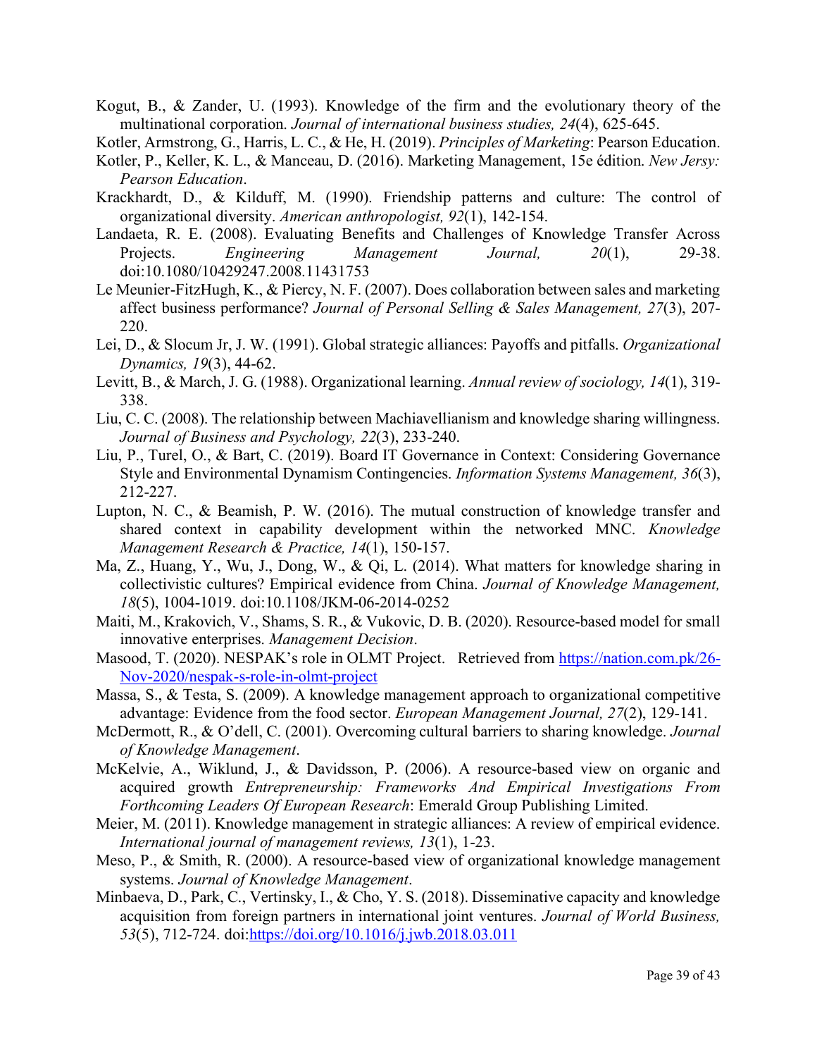Kogut, B., & Zander, U. (1993). Knowledge of the firm and the evolutionary theory of the multinational corporation. *Journal of international business studies, 24*(4), 625-645.

Kotler, Armstrong, G., Harris, L. C., & He, H. (2019). *Principles of Marketing*: Pearson Education.

Kotler, P., Keller, K. L., & Manceau, D. (2016). Marketing Management, 15e édition. *New Jersy: Pearson Education*.

Krackhardt, D., & Kilduff, M. (1990). Friendship patterns and culture: The control of organizational diversity. *American anthropologist, 92*(1), 142-154.

Landaeta, R. E. (2008). Evaluating Benefits and Challenges of Knowledge Transfer Across Projects. *Engineering Management Journal, 20*(1), 29-38. doi:10.1080/10429247.2008.11431753

Le Meunier-FitzHugh, K., & Piercy, N. F. (2007). Does collaboration between sales and marketing affect business performance? *Journal of Personal Selling & Sales Management, 27*(3), 207-220.

Lei, D., & Slocum Jr, J. W. (1991). Global strategic alliances: Payoffs and pitfalls. *Organizational Dynamics, 19*(3), 44-62.

Levitt, B., & March, J. G. (1988). Organizational learning. *Annual review of sociology, 14*(1), 319-338.

Liu, C. C. (2008). The relationship between Machiavellianism and knowledge sharing willingness. *Journal of Business and Psychology, 22*(3), 233-240.

Liu, P., Turel, O., & Bart, C. (2019). Board IT Governance in Context: Considering Governance Style and Environmental Dynamism Contingencies. *Information Systems Management, 36*(3), 212-227.

Lupton, N. C., & Beamish, P. W. (2016). The mutual construction of knowledge transfer and shared context in capability development within the networked MNC. *Knowledge Management Research & Practice, 14*(1), 150-157.

Ma, Z., Huang, Y., Wu, J., Dong, W., & Qi, L. (2014). What matters for knowledge sharing in collectivistic cultures? Empirical evidence from China. *Journal of Knowledge Management, 18*(5), 1004-1019. doi:10.1108/JKM-06-2014-0252

Maiti, M., Krakovich, V., Shams, S. R., & Vukovic, D. B. (2020). Resource-based model for small innovative enterprises. *Management Decision*.

Masood, T. (2020). NESPAK's role in OLMT Project. Retrieved from https://nation.com.pk/26-Nov-2020/nespak-s-role-in-olmt-project

Massa, S., & Testa, S. (2009). A knowledge management approach to organizational competitive advantage: Evidence from the food sector. *European Management Journal, 27*(2), 129-141.

McDermott, R., & O'dell, C. (2001). Overcoming cultural barriers to sharing knowledge. *Journal of Knowledge Management*.

McKelvie, A., Wiklund, J., & Davidsson, P. (2006). A resource-based view on organic and acquired growth *Entrepreneurship: Frameworks And Empirical Investigations From Forthcoming Leaders Of European Research*: Emerald Group Publishing Limited.

Meier, M. (2011). Knowledge management in strategic alliances: A review of empirical evidence. *International journal of management reviews, 13*(1), 1-23.

Meso, P., & Smith, R. (2000). A resource-based view of organizational knowledge management systems. *Journal of Knowledge Management*.

Minbaeva, D., Park, C., Vertinsky, I., & Cho, Y. S. (2018). Disseminative capacity and knowledge acquisition from foreign partners in international joint ventures. *Journal of World Business, 53*(5), 712-724. doi:https://doi.org/10.1016/j.jwb.2018.03.011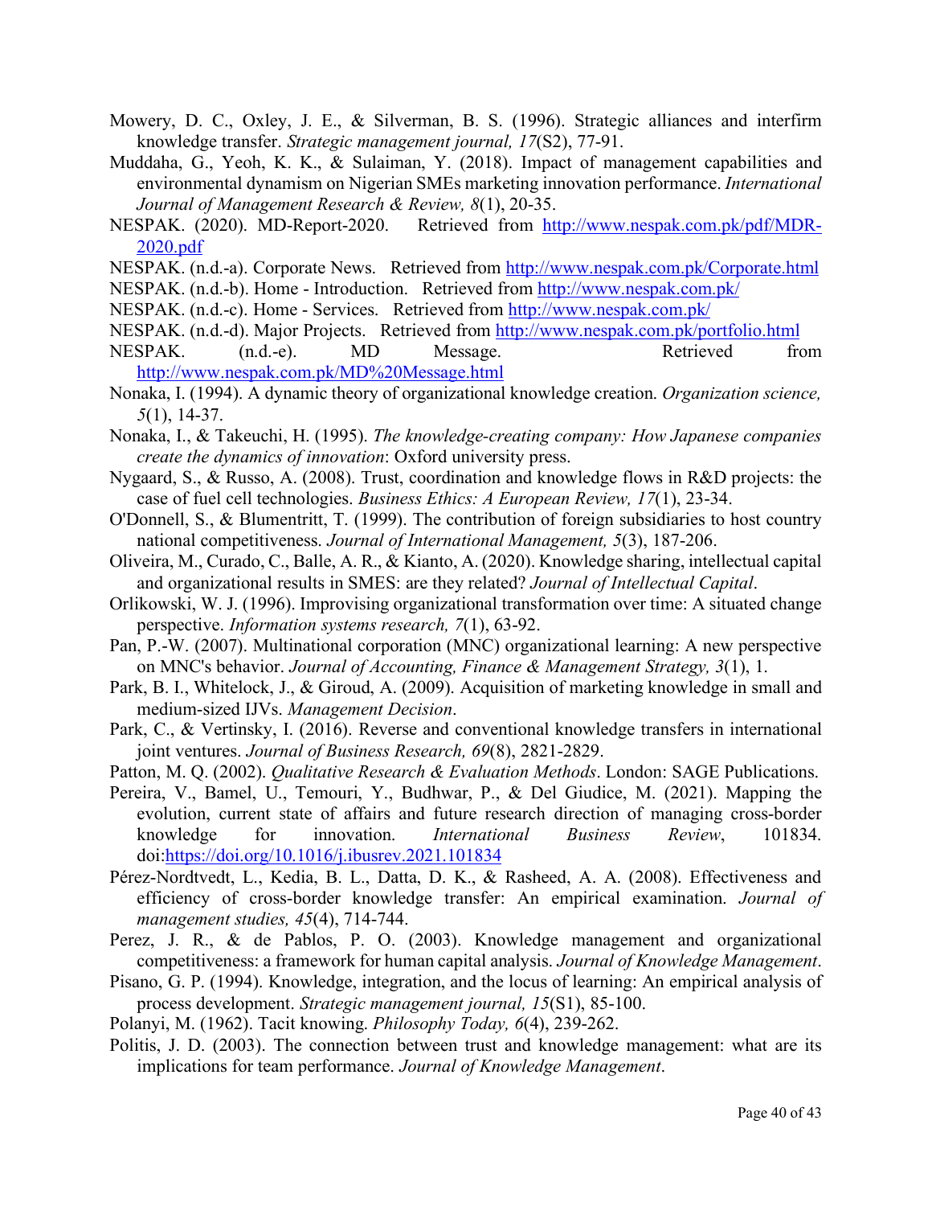Mowery, D. C., Oxley, J. E., & Silverman, B. S. (1996). Strategic alliances and interfirm knowledge transfer. *Strategic management journal, 17*(S2), 77-91.

Muddaha, G., Yeoh, K. K., & Sulaiman, Y. (2018). Impact of management capabilities and environmental dynamism on Nigerian SMEs marketing innovation performance. *International Journal of Management Research & Review, 8*(1), 20-35.

NESPAK. (2020). MD-Report-2020. Retrieved from http://www.nespak.com.pk/pdf/MDR-2020.pdf

NESPAK. (n.d.-a). Corporate News. Retrieved from http://www.nespak.com.pk/Corporate.html

NESPAK. (n.d.-b). Home - Introduction. Retrieved from http://www.nespak.com.pk/

NESPAK. (n.d.-c). Home - Services. Retrieved from http://www.nespak.com.pk/

NESPAK. (n.d.-d). Major Projects. Retrieved from http://www.nespak.com.pk/portfolio.html

NESPAK. (n.d.-e). MD Message. Retrieved from http://www.nespak.com.pk/MD%20Message.html

Nonaka, I. (1994). A dynamic theory of organizational knowledge creation. *Organization science, 5*(1), 14-37.

Nonaka, I., & Takeuchi, H. (1995). *The knowledge-creating company: How Japanese companies create the dynamics of innovation*: Oxford university press.

Nygaard, S., & Russo, A. (2008). Trust, coordination and knowledge flows in R&D projects: the case of fuel cell technologies. *Business Ethics: A European Review, 17*(1), 23-34.

O'Donnell, S., & Blumentritt, T. (1999). The contribution of foreign subsidiaries to host country national competitiveness. *Journal of International Management, 5*(3), 187-206.

Oliveira, M., Curado, C., Balle, A. R., & Kianto, A. (2020). Knowledge sharing, intellectual capital and organizational results in SMES: are they related? *Journal of Intellectual Capital*.

Orlikowski, W. J. (1996). Improvising organizational transformation over time: A situated change perspective. *Information systems research, 7*(1), 63-92.

Pan, P.-W. (2007). Multinational corporation (MNC) organizational learning: A new perspective on MNC's behavior. *Journal of Accounting, Finance & Management Strategy, 3*(1), 1.

Park, B. I., Whitelock, J., & Giroud, A. (2009). Acquisition of marketing knowledge in small and medium-sized IJVs. *Management Decision*.

Park, C., & Vertinsky, I. (2016). Reverse and conventional knowledge transfers in international joint ventures. *Journal of Business Research, 69*(8), 2821-2829.

Patton, M. Q. (2002). *Qualitative Research & Evaluation Methods*. London: SAGE Publications.

Pereira, V., Bamel, U., Temouri, Y., Budhwar, P., & Del Giudice, M. (2021). Mapping the evolution, current state of affairs and future research direction of managing cross-border knowledge for innovation. *International Business Review*, 101834. doi:https://doi.org/10.1016/j.ibusrev.2021.101834

Pérez-Nordtvedt, L., Kedia, B. L., Datta, D. K., & Rasheed, A. A. (2008). Effectiveness and efficiency of cross-border knowledge transfer: An empirical examination. *Journal of management studies, 45*(4), 714-744.

Perez, J. R., & de Pablos, P. O. (2003). Knowledge management and organizational competitiveness: a framework for human capital analysis. *Journal of Knowledge Management*.

Pisano, G. P. (1994). Knowledge, integration, and the locus of learning: An empirical analysis of process development. *Strategic management journal, 15*(S1), 85-100.

Polanyi, M. (1962). Tacit knowing. *Philosophy Today, 6*(4), 239-262.

Politis, J. D. (2003). The connection between trust and knowledge management: what are its implications for team performance. *Journal of Knowledge Management*.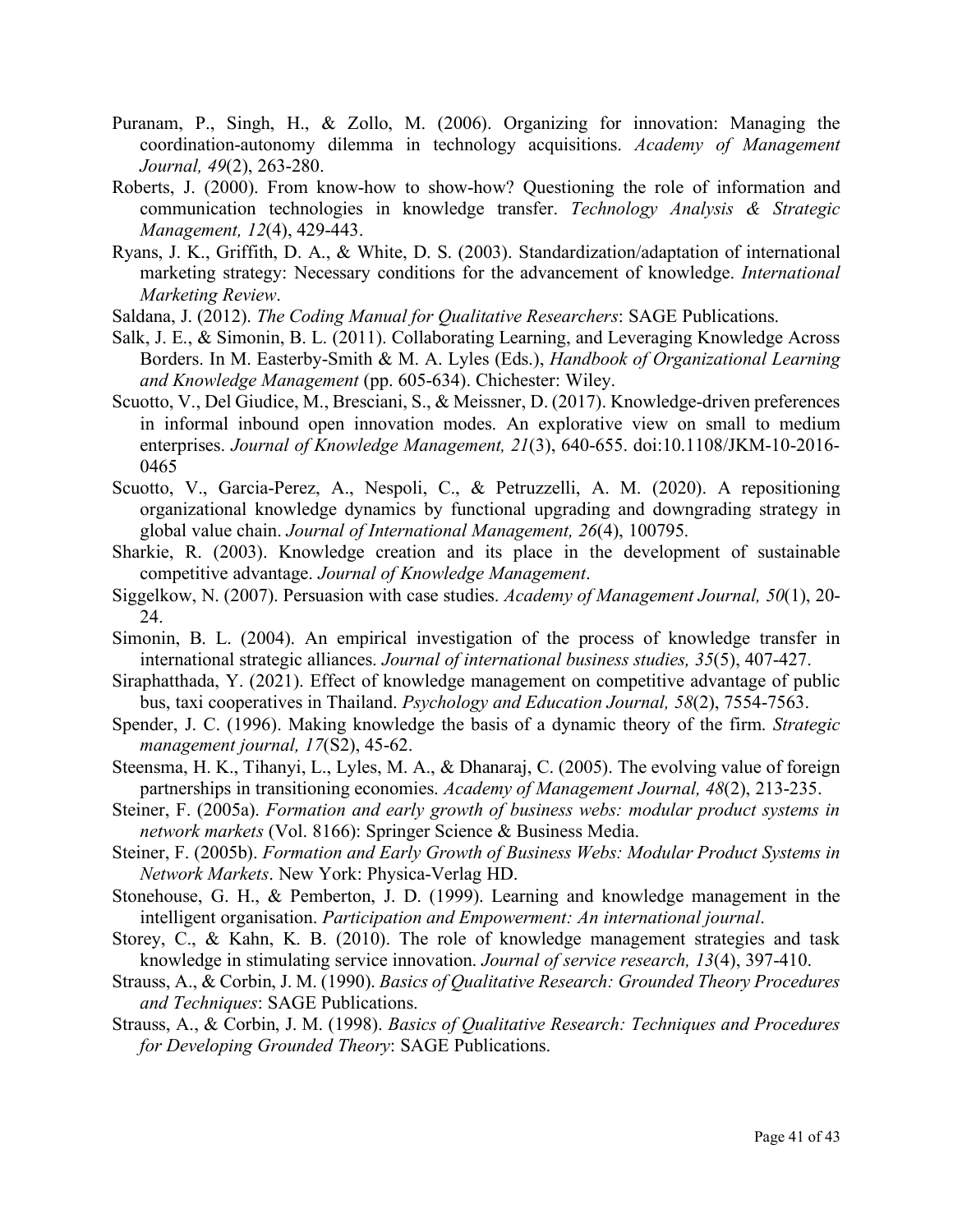Puranam, P., Singh, H., & Zollo, M. (2006). Organizing for innovation: Managing the coordination-autonomy dilemma in technology acquisitions. *Academy of Management Journal, 49*(2), 263-280.

Roberts, J. (2000). From know-how to show-how? Questioning the role of information and communication technologies in knowledge transfer. *Technology Analysis & Strategic Management, 12*(4), 429-443.

Ryans, J. K., Griffith, D. A., & White, D. S. (2003). Standardization/adaptation of international marketing strategy: Necessary conditions for the advancement of knowledge. *International Marketing Review*.

Saldana, J. (2012). *The Coding Manual for Qualitative Researchers*: SAGE Publications.

Salk, J. E., & Simonin, B. L. (2011). Collaborating Learning, and Leveraging Knowledge Across Borders. In M. Easterby-Smith & M. A. Lyles (Eds.), *Handbook of Organizational Learning and Knowledge Management* (pp. 605-634). Chichester: Wiley.

Scuotto, V., Del Giudice, M., Bresciani, S., & Meissner, D. (2017). Knowledge-driven preferences in informal inbound open innovation modes. An explorative view on small to medium enterprises. *Journal of Knowledge Management, 21*(3), 640-655. doi:10.1108/JKM-10-2016-0465

Scuotto, V., Garcia-Perez, A., Nespoli, C., & Petruzzelli, A. M. (2020). A repositioning organizational knowledge dynamics by functional upgrading and downgrading strategy in global value chain. *Journal of International Management, 26*(4), 100795.

Sharkie, R. (2003). Knowledge creation and its place in the development of sustainable competitive advantage. *Journal of Knowledge Management*.

Siggelkow, N. (2007). Persuasion with case studies. *Academy of Management Journal, 50*(1), 20-24.

Simonin, B. L. (2004). An empirical investigation of the process of knowledge transfer in international strategic alliances. *Journal of international business studies, 35*(5), 407-427.

Siraphatthada, Y. (2021). Effect of knowledge management on competitive advantage of public bus, taxi cooperatives in Thailand. *Psychology and Education Journal, 58*(2), 7554-7563.

Spender, J. C. (1996). Making knowledge the basis of a dynamic theory of the firm. *Strategic management journal, 17*(S2), 45-62.

Steensma, H. K., Tihanyi, L., Lyles, M. A., & Dhanaraj, C. (2005). The evolving value of foreign partnerships in transitioning economies. *Academy of Management Journal, 48*(2), 213-235.

Steiner, F. (2005a). *Formation and early growth of business webs: modular product systems in network markets* (Vol. 8166): Springer Science & Business Media.

Steiner, F. (2005b). *Formation and Early Growth of Business Webs: Modular Product Systems in Network Markets*. New York: Physica-Verlag HD.

Stonehouse, G. H., & Pemberton, J. D. (1999). Learning and knowledge management in the intelligent organisation. *Participation and Empowerment: An international journal*.

Storey, C., & Kahn, K. B. (2010). The role of knowledge management strategies and task knowledge in stimulating service innovation. *Journal of service research, 13*(4), 397-410.

Strauss, A., & Corbin, J. M. (1990). *Basics of Qualitative Research: Grounded Theory Procedures and Techniques*: SAGE Publications.

Strauss, A., & Corbin, J. M. (1998). *Basics of Qualitative Research: Techniques and Procedures for Developing Grounded Theory*: SAGE Publications.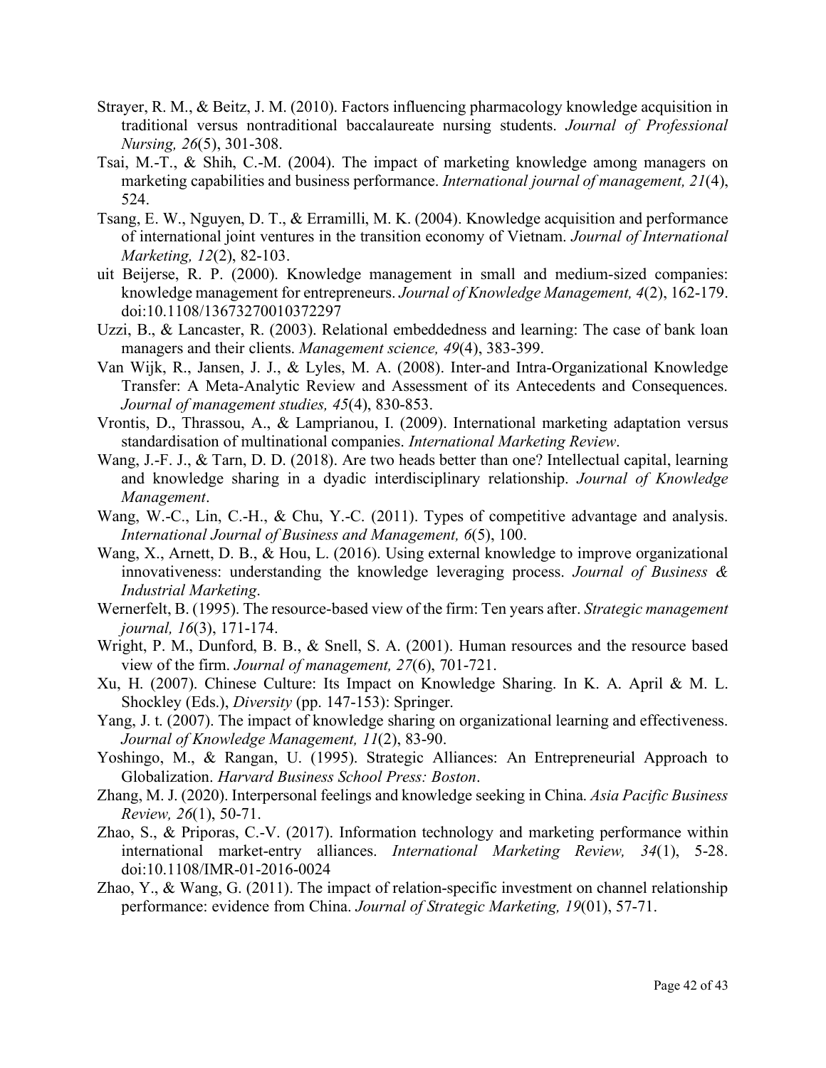Strayer, R. M., & Beitz, J. M. (2010). Factors influencing pharmacology knowledge acquisition in traditional versus nontraditional baccalaureate nursing students. *Journal of Professional Nursing, 26*(5), 301-308.

Tsai, M.-T., & Shih, C.-M. (2004). The impact of marketing knowledge among managers on marketing capabilities and business performance. *International journal of management, 21*(4), 524.

Tsang, E. W., Nguyen, D. T., & Erramilli, M. K. (2004). Knowledge acquisition and performance of international joint ventures in the transition economy of Vietnam. *Journal of International Marketing, 12*(2), 82-103.

uit Beijerse, R. P. (2000). Knowledge management in small and medium-sized companies: knowledge management for entrepreneurs. *Journal of Knowledge Management, 4*(2), 162-179. doi:10.1108/13673270010372297

Uzzi, B., & Lancaster, R. (2003). Relational embeddedness and learning: The case of bank loan managers and their clients. *Management science, 49*(4), 383-399.

Van Wijk, R., Jansen, J. J., & Lyles, M. A. (2008). Inter-and Intra-Organizational Knowledge Transfer: A Meta-Analytic Review and Assessment of its Antecedents and Consequences. *Journal of management studies, 45*(4), 830-853.

Vrontis, D., Thrassou, A., & Lamprianou, I. (2009). International marketing adaptation versus standardisation of multinational companies. *International Marketing Review*.

Wang, J.-F. J., & Tarn, D. D. (2018). Are two heads better than one? Intellectual capital, learning and knowledge sharing in a dyadic interdisciplinary relationship. *Journal of Knowledge Management*.

Wang, W.-C., Lin, C.-H., & Chu, Y.-C. (2011). Types of competitive advantage and analysis. *International Journal of Business and Management, 6*(5), 100.

Wang, X., Arnett, D. B., & Hou, L. (2016). Using external knowledge to improve organizational innovativeness: understanding the knowledge leveraging process. *Journal of Business & Industrial Marketing*.

Wernerfelt, B. (1995). The resource-based view of the firm: Ten years after. *Strategic management journal, 16*(3), 171-174.

Wright, P. M., Dunford, B. B., & Snell, S. A. (2001). Human resources and the resource based view of the firm. *Journal of management, 27*(6), 701-721.

Xu, H. (2007). Chinese Culture: Its Impact on Knowledge Sharing. In K. A. April & M. L. Shockley (Eds.), *Diversity* (pp. 147-153): Springer.

Yang, J. t. (2007). The impact of knowledge sharing on organizational learning and effectiveness. *Journal of Knowledge Management, 11*(2), 83-90.

Yoshingo, M., & Rangan, U. (1995). Strategic Alliances: An Entrepreneurial Approach to Globalization. *Harvard Business School Press: Boston*.

Zhang, M. J. (2020). Interpersonal feelings and knowledge seeking in China. *Asia Pacific Business Review, 26*(1), 50-71.

Zhao, S., & Priporas, C.-V. (2017). Information technology and marketing performance within international market-entry alliances. *International Marketing Review, 34*(1), 5-28. doi:10.1108/IMR-01-2016-0024

Zhao, Y., & Wang, G. (2011). The impact of relation-specific investment on channel relationship performance: evidence from China. *Journal of Strategic Marketing, 19*(01), 57-71.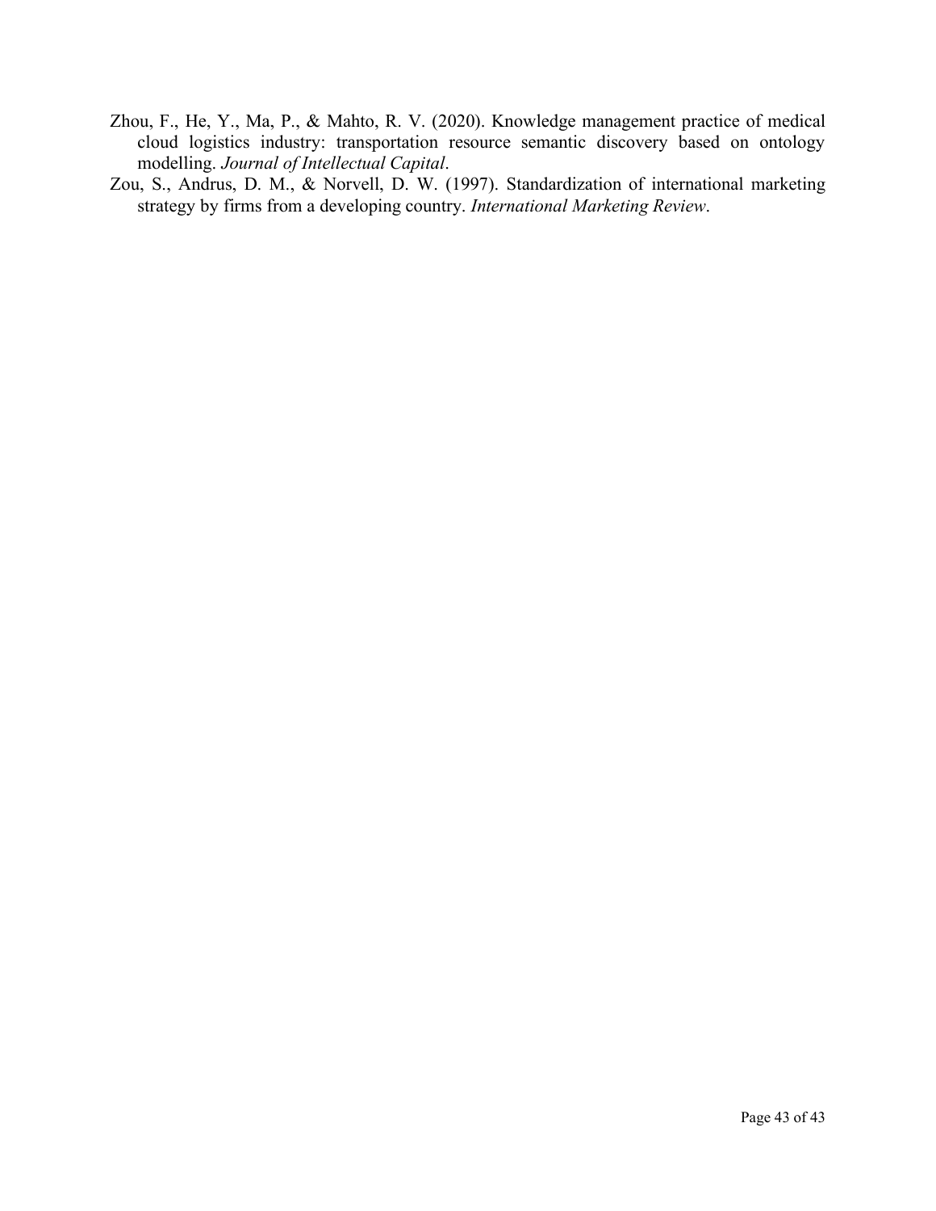Zhou, F., He, Y., Ma, P., & Mahto, R. V. (2020). Knowledge management practice of medical cloud logistics industry: transportation resource semantic discovery based on ontology modelling. *Journal of Intellectual Capital*.

Zou, S., Andrus, D. M., & Norvell, D. W. (1997). Standardization of international marketing strategy by firms from a developing country. *International Marketing Review*.